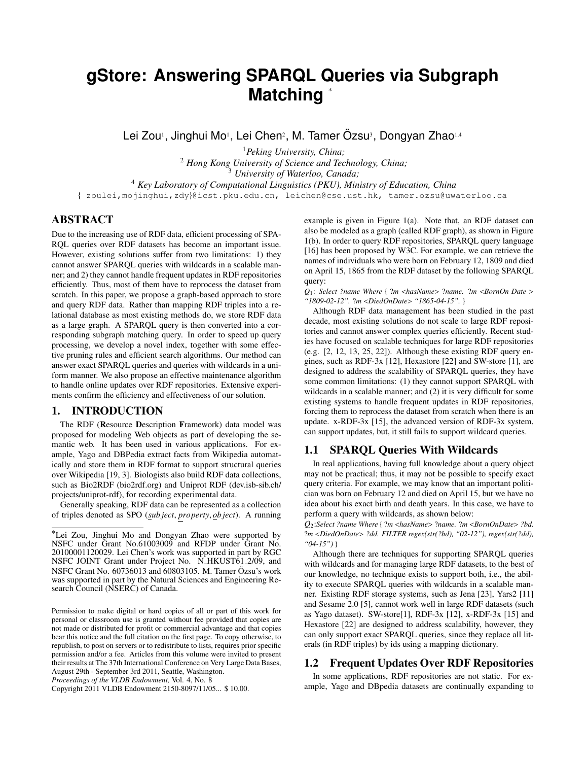# gStore: Answering SPARQL Queries via Subgraph Matching *

Lei Zou[1], Jinghui Mo[1], Lei Chen[2], M. Tamer Özsu[3], Dongyan Zhao[1,4]

[1] *Peking University, China;*
[2] *Hong Kong University of Science and Technology, China;*
[3] *University of Waterloo, Canada;*
[4] *Key Laboratory of Computational Linguistics (PKU), Ministry of Education, China*

{ zoulei,mojinghui,zdy}@icst.pku.edu.cn, leichen@cse.ust.hk, tamer.ozsu@uwaterloo.ca

## ABSTRACT

Due to the increasing use of RDF data, efficient processing of SPARQL queries over RDF datasets has become an important issue. However, existing solutions suffer from two limitations: 1) they cannot answer SPARQL queries with wildcards in a scalable manner; and 2) they cannot handle frequent updates in RDF repositories efficiently. Thus, most of them have to reprocess the dataset from scratch. In this paper, we propose a graph-based approach to store and query RDF data. Rather than mapping RDF triples into a relational database as most existing methods do, we store RDF data as a large graph. A SPARQL query is then converted into a corresponding subgraph matching query. In order to speed up query processing, we develop a novel index, together with some effective pruning rules and efficient search algorithms. Our method can answer exact SPARQL queries and queries with wildcards in a uniform manner. We also propose an effective maintenance algorithm to handle online updates over RDF repositories. Extensive experiments confirm the efficiency and effectiveness of our solution.

## 1. INTRODUCTION

The RDF (**R**esource **D**escription **F**ramework) data model was proposed for modeling Web objects as part of developing the semantic web. It has been used in various applications. For example, Yago and DBPedia extract facts from Wikipedia automatically and store them in RDF format to support structural queries over Wikipedia [19, 3]. Biologists also build RDF data collections, such as Bio2RDF (bio2rdf.org) and Uniprot RDF (dev.isb-sib.ch/projects/uniprot-rdf), for recording experimental data.

Generally speaking, RDF data can be represented as a collection of triples denoted as SPO (*subject*, *property*, *object*). A running example is given in Figure 1(a). Note that, an RDF dataset can also be modeled as a graph (called RDF graph), as shown in Figure 1(b). In order to query RDF repositories, SPARQL query language [16] has been proposed by W3C. For example, we can retrieve the names of individuals who were born on February 12, 1809 and died on April 15, 1865 from the RDF dataset by the following SPARQL query:

*$Q_1$: Select ?name Where { ?m <hasName> ?name. ?m <BornOn Date > "1809-02-12". ?m <DiedOnDate> "1865-04-15". }*

Although RDF data management has been studied in the past decade, most existing solutions do not scale to large RDF repositories and cannot answer complex queries efficiently. Recent studies have focused on scalable techniques for large RDF repositories (e.g. [2, 12, 13, 25, 22]). Although these existing RDF query engines, such as RDF-3x [12], Hexastore [22] and SW-store [1], are designed to address the scalability of SPARQL queries, they have some common limitations: (1) they cannot support SPARQL with wildcards in a scalable manner; and (2) it is very difficult for some existing systems to handle frequent updates in RDF repositories, forcing them to reprocess the dataset from scratch when there is an update. x-RDF-3x [15], the advanced version of RDF-3x system, can support updates, but, it still fails to support wildcard queries.

### 1.1 SPARQL Queries With Wildcards

In real applications, having full knowledge about a query object may not be practical; thus, it may not be possible to specify exact query criteria. For example, we may know that an important politician was born on February 12 and died on April 15, but we have no idea about his exact birth and death years. In this case, we have to perform a query with wildcards, as shown below:

*$Q_2$:Select ?name Where { ?m <hasName> ?name. ?m <BornOnDate> ?bd. ?m <DiedOnDate> ?dd. FILTER regex(str(?bd), "02-12"), regex(str(?dd), "04-15") }*

Although there are techniques for supporting SPARQL queries with wildcards and for managing large RDF datasets, to the best of our knowledge, no technique exists to support both, i.e., the ability to execute SPARQL queries with wildcards in a scalable manner. Existing RDF storage systems, such as Jena [23], Yars2 [11] and Sesame 2.0 [5], cannot work well in large RDF datasets (such as Yago dataset). SW-store[1], RDF-3x [12], x-RDF-3x [15] and Hexastore [22] are designed to address scalability, however, they can only support exact SPARQL queries, since they replace all literals (in RDF triples) by ids using a mapping dictionary.

### 1.2 Frequent Updates Over RDF Repositories

In some applications, RDF repositories are not static. For example, Yago and DBpedia datasets are continually expanding to

---

*Lei Zou, Jinghui Mo and Dongyan Zhao were supported by NSFC under Grant No.61003009 and RFDP under Grant No. 20100001120029. Lei Chen's work was supported in part by RGC NSFC JOINT Grant under Project No. N_HKUST61_2/09, and NSFC Grant No. 60736013 and 60803105. M. Tamer Özsu's work was supported in part by the Natural Sciences and Engineering Research Council (NSERC) of Canada.

Permission to make digital or hard copies of all or part of this work for personal or classroom use is granted without fee provided that copies are not made or distributed for profit or commercial advantage and that copies bear this notice and the full citation on the first page. To copy otherwise, to republish, to post on servers or to redistribute to lists, requires prior specific permission and/or a fee. Articles from this volume were invited to present their results at The 37th International Conference on Very Large Data Bases, August 29th - September 3rd 2011, Seattle, Washington.
*Proceedings of the VLDB Endowment,* Vol. 4, No. 8
Copyright 2011 VLDB Endowment 2150-8097/11/05... $ 10.00.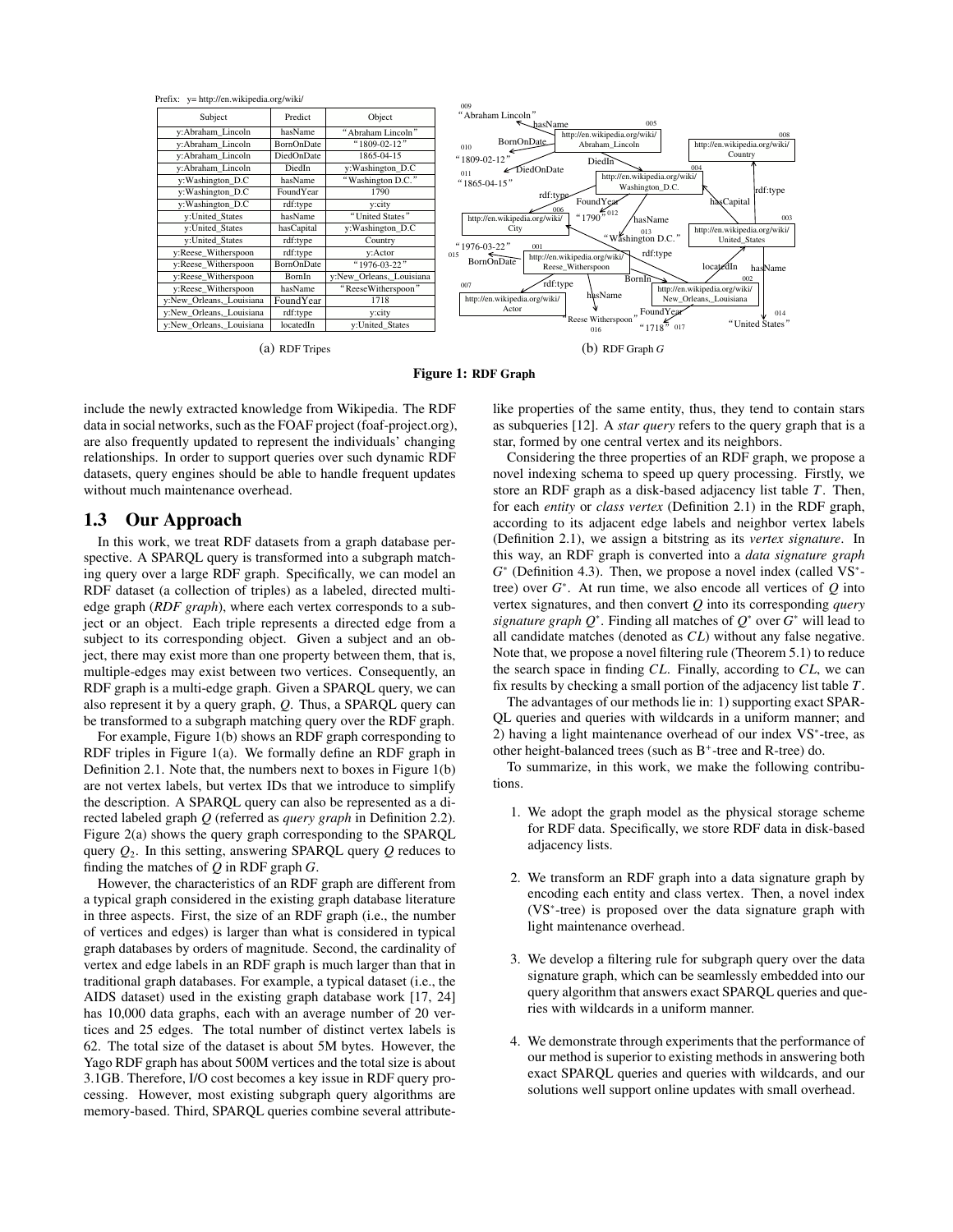Prefix: y= http://en.wikipedia.org/wiki/

| Subject | Predict | Object |
|---|---|---|
| y:Abraham_Lincoln | hasName | "Abraham Lincoln" |
| y:Abraham_Lincoln | BornOnDate | "1809-02-12" |
| y:Abraham_Lincoln | DiedOnDate | 1865-04-15 |
| y:Abraham_Lincoln | DiedIn | y:Washington_D.C |
| y:Washington_D.C | hasName | "Washington D.C." |
| y:Washington_D.C | FoundYear | 1790 |
| y:Washington_D.C | rdf:type | y:city |
| y:United_States | hasName | "United States" |
| y:United_States | hasCapital | y:Washington_D.C |
| y:United_States | rdf:type | Country |
| y:Reese_Witherspoon | rdf:type | y:Actor |
| y:Reese_Witherspoon | BornOnDate | "1976-03-22" |
| y:Reese_Witherspoon | BornIn | y:New_Orleans,_Louisiana |
| y:Reese_Witherspoon | hasName | "ReeseWitherspoon" |
| y:New_Orleans,_Louisiana | FoundYear | 1718 |
| y:New_Orleans,_Louisiana | rdf:type | y:city |
| y:New_Orleans,_Louisiana | locatedIn | y:United_States |

(a) RDF Tripes

(b) RDF Graph $G$

**Figure 1: RDF Graph**

include the newly extracted knowledge from Wikipedia. The RDF data in social networks, such as the FOAF project (foaf-project.org), are also frequently updated to represent the individuals' changing relationships. In order to support queries over such dynamic RDF datasets, query engines should be able to handle frequent updates without much maintenance overhead.

## 1.3 Our Approach

In this work, we treat RDF datasets from a graph database perspective. A SPARQL query is transformed into a subgraph matching query over a large RDF graph. Specifically, we can model an RDF dataset (a collection of triples) as a labeled, directed multi-edge graph (*RDF graph*), where each vertex corresponds to a subject or an object. Each triple represents a directed edge from a subject to its corresponding object. Given a subject and an object, there may exist more than one property between them, that is, multiple-edges may exist between two vertices. Consequently, an RDF graph is a multi-edge graph. Given a SPARQL query, we can also represent it by a query graph, $Q$. Thus, a SPARQL query can be transformed to a subgraph matching query over the RDF graph.

For example, Figure 1(b) shows an RDF graph corresponding to RDF triples in Figure 1(a). We formally define an RDF graph in Definition 2.1. Note that, the numbers next to boxes in Figure 1(b) are not vertex labels, but vertex IDs that we introduce to simplify the description. A SPARQL query can also be represented as a directed labeled graph $Q$ (referred as *query graph* in Definition 2.2). Figure 2(a) shows the query graph corresponding to the SPARQL query $Q_2$. In this setting, answering SPARQL query $Q$ reduces to finding the matches of $Q$ in RDF graph $G$.

However, the characteristics of an RDF graph are different from a typical graph considered in the existing graph database literature in three aspects. First, the size of an RDF graph (i.e., the number of vertices and edges) is larger than what is considered in typical graph databases by orders of magnitude. Second, the cardinality of vertex and edge labels in an RDF graph is much larger than that in traditional graph databases. For example, a typical dataset (i.e., the AIDS dataset) used in the existing graph database work [17, 24] has 10,000 data graphs, each with an average number of 20 vertices and 25 edges. The total number of distinct vertex labels is 62. The total size of the dataset is about 5M bytes. However, the Yago RDF graph has about 500M vertices and the total size is about 3.1GB. Therefore, I/O cost becomes a key issue in RDF query processing. However, most existing subgraph query algorithms are memory-based. Third, SPARQL queries combine several attribute-like properties of the same entity, thus, they tend to contain stars as subqueries [12]. A *star query* refers to the query graph that is a star, formed by one central vertex and its neighbors.

Considering the three properties of an RDF graph, we propose a novel indexing schema to speed up query processing. Firstly, we store an RDF graph as a disk-based adjacency list table $T$. Then, for each *entity* or *class vertex* (Definition 2.1) in the RDF graph, according to its adjacent edge labels and neighbor vertex labels (Definition 2.1), we assign a bitstring as its *vertex signature*. In this way, an RDF graph is converted into a *data signature graph* $G^*$ (Definition 4.3). Then, we propose a novel index (called VS$^*$-tree) over $G^*$. At run time, we also encode all vertices of $Q$ into vertex signatures, and then convert $Q$ into its corresponding *query signature graph* $Q^*$. Finding all matches of $Q^*$ over $G^*$ will lead to all candidate matches (denoted as $CL$) without any false negative. Note that, we propose a novel filtering rule (Theorem 5.1) to reduce the search space in finding $CL$. Finally, according to $CL$, we can fix results by checking a small portion of the adjacency list table $T$.

The advantages of our methods lie in: 1) supporting exact SPARQL queries and queries with wildcards in a uniform manner; and 2) having a light maintenance overhead of our index VS$^*$-tree, as other height-balanced trees (such as B$^+$-tree and R-tree) do.

To summarize, in this work, we make the following contributions.

1. We adopt the graph model as the physical storage scheme for RDF data. Specifically, we store RDF data in disk-based adjacency lists.

2. We transform an RDF graph into a data signature graph by encoding each entity and class vertex. Then, a novel index (VS$^*$-tree) is proposed over the data signature graph with light maintenance overhead.

3. We develop a filtering rule for subgraph query over the data signature graph, which can be seamlessly embedded into our query algorithm that answers exact SPARQL queries and queries with wildcards in a uniform manner.

4. We demonstrate through experiments that the performance of our method is superior to existing methods in answering both exact SPARQL queries and queries with wildcards, and our solutions well support online updates with small overhead.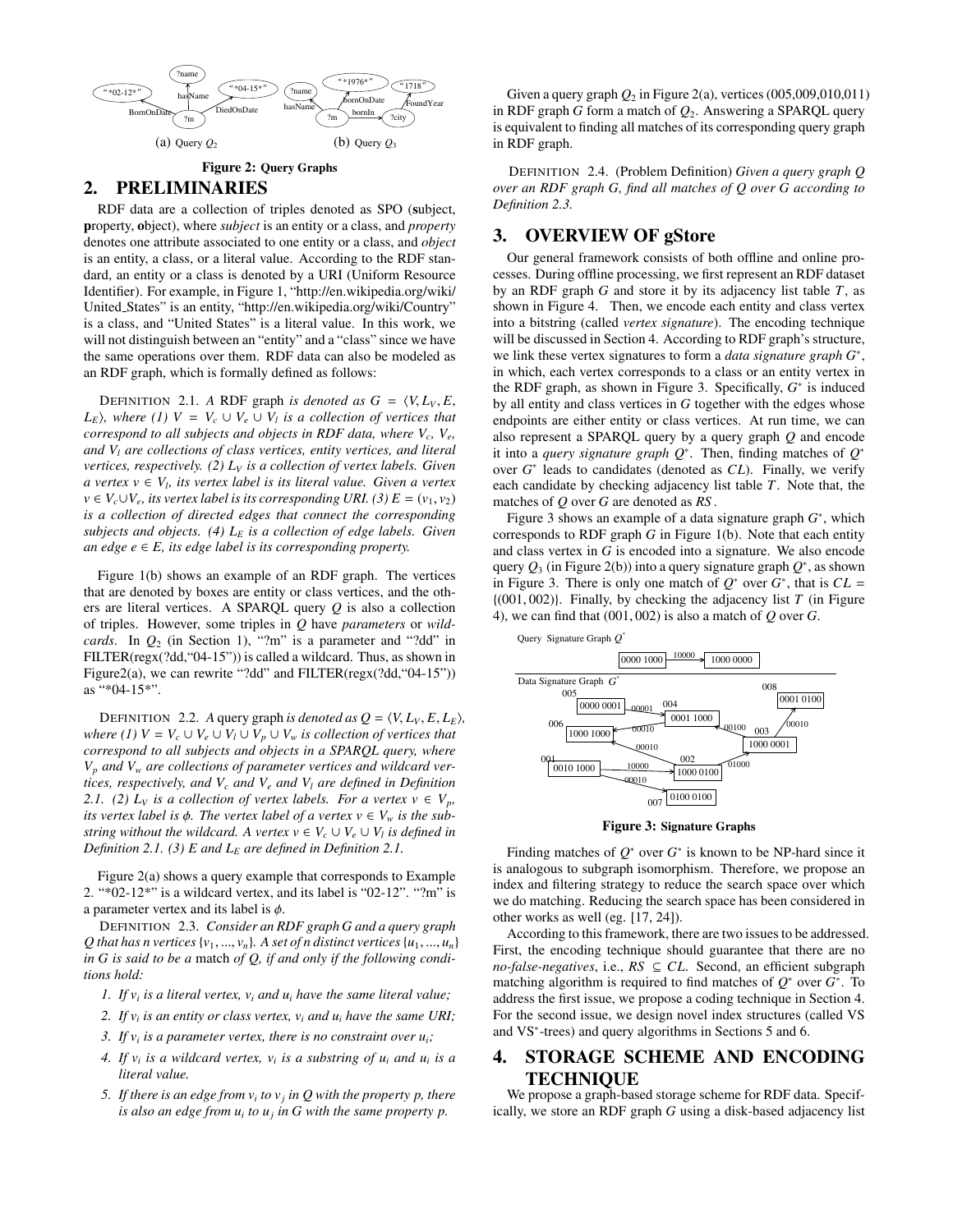Figure 2: Query Graphs

(a) Query $Q_2$ (b) Query $Q_3$

## 2. PRELIMINARIES

RDF data are a collection of triples denoted as SPO (**s**ubject, **p**roperty, **o**bject), where *subject* is an entity or a class, and *property* denotes one attribute associated to one entity or a class, and *object* is an entity, a class, or a literal value. According to the RDF standard, an entity or a class is denoted by a URI (Uniform Resource Identifier). For example, in Figure 1, "http://en.wikipedia.org/wiki/United_States" is an entity, "http://en.wikipedia.org/wiki/Country" is a class, and "United States" is a literal value. In this work, we will not distinguish between an "entity" and a "class" since we have the same operations over them. RDF data can also be modeled as an RDF graph, which is formally defined as follows:

DEFINITION 2.1. *A* RDF graph *is denoted as* $G = \langle V, L_V, E, L_E \rangle$*, where (1)* $V = V_c \cup V_e \cup V_l$ *is a collection of vertices that correspond to all subjects and objects in RDF data, where* $V_c$*,* $V_e$*, and* $V_l$ *are collections of class vertices, entity vertices, and literal vertices, respectively. (2)* $L_V$ *is a collection of vertex labels. Given a vertex* $v \in V_l$*, its vertex label is its literal value. Given a vertex* $v \in V_c \cup V_e$*, its vertex label is its corresponding URI. (3)* $E = \overline{(v_1, v_2)}$ *is a collection of directed edges that connect the corresponding subjects and objects. (4)* $L_E$ *is a collection of edge labels. Given an edge* $e \in E$*, its edge label is its corresponding property.*

Figure 1(b) shows an example of an RDF graph. The vertices that are denoted by boxes are entity or class vertices, and the others are literal vertices. A SPARQL query $Q$ is also a collection of triples. However, some triples in $Q$ have *parameters* or *wildcards*. In $Q_2$ (in Section 1), "?m" is a parameter and "?dd" in FILTER(regx(?dd,"04-15")) is called a wildcard. Thus, as shown in Figure2(a), we can rewrite "?dd" and FILTER(regx(?dd,"04-15")) as "*04-15*".

DEFINITION 2.2. *A* query graph *is denoted as* $Q = \langle V, L_V, E, L_E \rangle$*, where (1)* $V = V_c \cup V_e \cup V_l \cup V_p \cup V_w$ *is collection of vertices that correspond to all subjects and objects in a SPARQL query, where* $V_p$ *and* $V_w$ *are collections of parameter vertices and wildcard vertices, respectively, and* $V_c$ *and* $V_e$ *and* $V_l$ *are defined in Definition 2.1. (2)* $L_V$ *is a collection of vertex labels. For a vertex* $v \in V_p$*, its vertex label is* $\phi$*. The vertex label of a vertex* $v \in V_w$ *is the substring without the wildcard. A vertex* $v \in V_c \cup V_e \cup V_l$ *is defined in Definition 2.1. (3)* $E$ *and* $L_E$ *are defined in Definition 2.1.*

Figure 2(a) shows a query example that corresponds to Example 2. "*02-12*" is a wildcard vertex, and its label is "02-12". "?m" is a parameter vertex and its label is $\phi$.

DEFINITION 2.3. *Consider an RDF graph G and a query graph Q that has n vertices* $\{v_1, ..., v_n\}$*. A set of n distinct vertices* $\{u_1, ..., u_n\}$ *in G is said to be a* match *of Q, if and only if the following conditions hold:*

1. *If* $v_i$ *is a literal vertex,* $v_i$ *and* $u_i$ *have the same literal value;*
2. *If* $v_i$ *is an entity or class vertex,* $v_i$ *and* $u_i$ *have the same URI;*
3. *If* $v_i$ *is a parameter vertex, there is no constraint over* $u_i$*;*
4. *If* $v_i$ *is a wildcard vertex,* $v_i$ *is a substring of* $u_i$ *and* $u_i$ *is a literal value.*
5. *If there is an edge from* $v_i$ *to* $v_j$ *in Q with the property p, there is also an edge from* $u_i$ *to* $u_j$ *in G with the same property p.*

Given a query graph $Q_2$ in Figure 2(a), vertices (005,009,010,011) in RDF graph $G$ form a match of $Q_2$. Answering a SPARQL query is equivalent to finding all matches of its corresponding query graph in RDF graph.

DEFINITION 2.4. (Problem Definition) *Given a query graph Q over an RDF graph G, find all matches of Q over G according to Definition 2.3.*

## 3. OVERVIEW OF gStore

Our general framework consists of both offline and online processes. During offline processing, we first represent an RDF dataset by an RDF graph $G$ and store it by its adjacency list table $T$, as shown in Figure 4. Then, we encode each entity and class vertex into a bitstring (called *vertex signature*). The encoding technique will be discussed in Section 4. According to RDF graph's structure, we link these vertex signatures to form a *data signature graph* $G^*$, in which, each vertex corresponds to a class or an entity vertex in the RDF graph, as shown in Figure 3. Specifically, $G^*$ is induced by all entity and class vertices in $G$ together with the edges whose endpoints are either entity or class vertices. At run time, we can also represent a SPARQL query by a query graph $Q$ and encode it into a *query signature graph* $Q^*$. Then, finding matches of $Q^*$ over $G^*$ leads to candidates (denoted as $CL$). Finally, we verify each candidate by checking adjacency list table $T$. Note that, the matches of $Q$ over $G$ are denoted as $RS$.

Figure 3 shows an example of a data signature graph $G^*$, which corresponds to RDF graph $G$ in Figure 1(b). Note that each entity and class vertex in $G$ is encoded into a signature. We also encode query $Q_3$ (in Figure 2(b)) into a query signature graph $Q^*$, as shown in Figure 3. There is only one match of $Q^*$ over $G^*$, that is $CL = \{(001, 002)\}$. Finally, by checking the adjacency list $T$ (in Figure 4), we can find that $(001, 002)$ is also a match of $Q$ over $G$.

Figure 3: Signature Graphs

Finding matches of $Q^*$ over $G^*$ is known to be NP-hard since it is analogous to subgraph isomorphism. Therefore, we propose an index and filtering strategy to reduce the search space over which we do matching. Reducing the search space has been considered in other works as well (e.g. [17, 24]).

According to this framework, there are two issues to be addressed. First, the encoding technique should guarantee that there are no *no-false-negatives*, i.e., $RS \subseteq CL$. Second, an efficient subgraph matching algorithm is required to find matches of $Q^*$ over $G^*$. To address the first issue, we propose a coding technique in Section 4. For the second issue, we design novel index structures (called VS and VS*-trees) and query algorithms in Sections 5 and 6.

## 4. STORAGE SCHEME AND ENCODING TECHNIQUE

We propose a graph-based storage scheme for RDF data. Specifically, we store an RDF graph $G$ using a disk-based adjacency list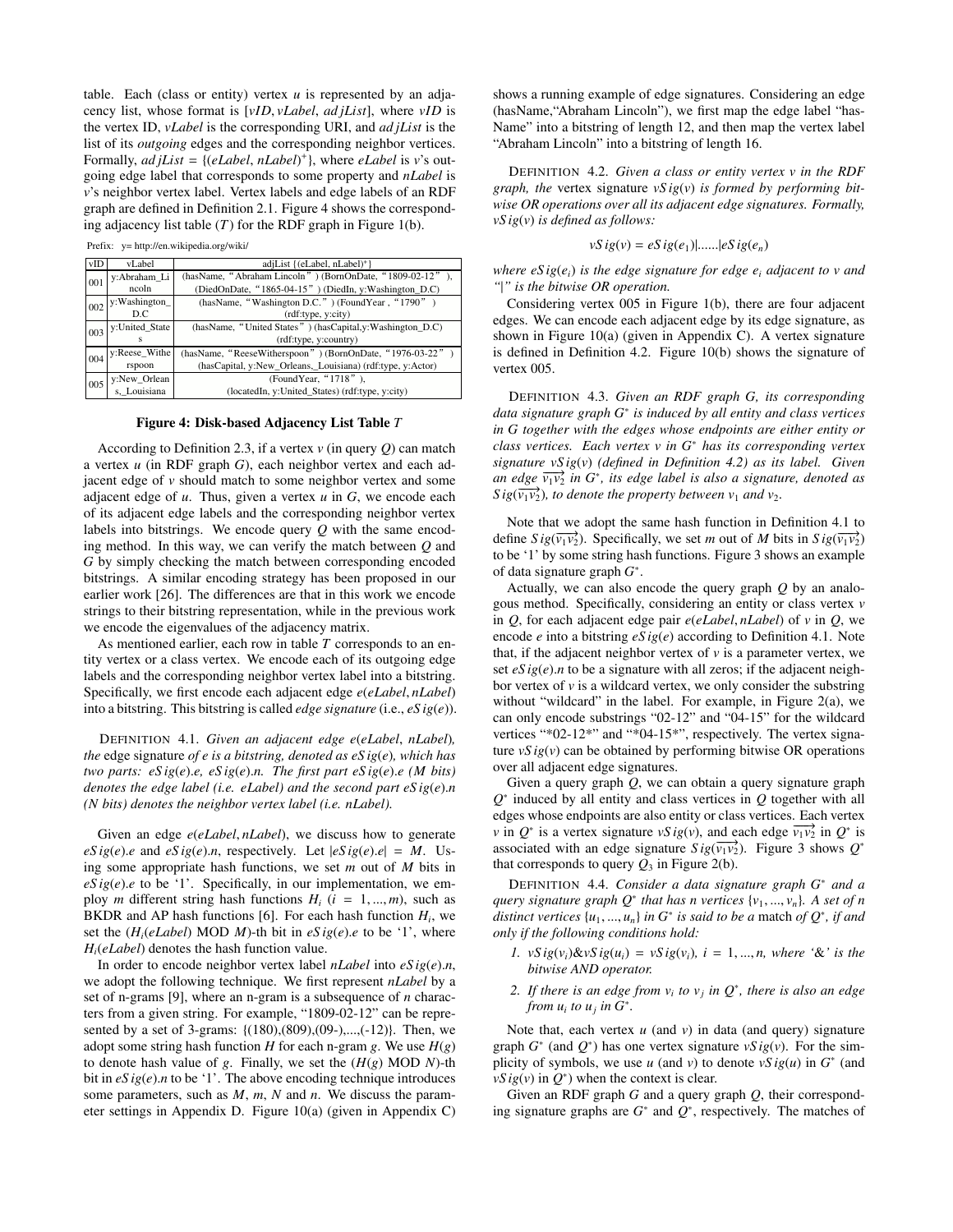table. Each (class or entity) vertex $u$ is represented by an adjacency list, whose format is [$vID$, $vLabel$, $adjList$], where $vID$ is the vertex ID, $vLabel$ is the corresponding URI, and $adjList$ is the list of its *outgoing* edges and the corresponding neighbor vertices. Formally, $adjList = \{(eLabel, nLabel)^+\}$, where $eLabel$ is $v$'s outgoing edge label that corresponds to some property and $nLabel$ is $v$'s neighbor vertex label. Vertex labels and edge labels of an RDF graph are defined in Definition 2.1. Figure 4 shows the corresponding adjacency list table ($T$) for the RDF graph in Figure 1(b).

Prefix: y= http://en.wikipedia.org/wiki/

| vID | vLabel | adjList {(eLabel, nLabel)+} |
|---|---|---|
| 001 | y:Abraham_Lincoln | (hasName, "Abraham Lincoln") (BornOnDate, "1809-02-12"), (DiedOnDate, "1865-04-15") (DiedIn, y:Washington_D.C) |
| 002 | y:Washington_D.C | (hasName, "Washington D.C.") (FoundYear, "1790") (rdf:type, y:city) |
| 003 | y:United_States | (hasName, "United States") (hasCapital,y:Washington_D.C) (rdf:type, y:country) |
| 004 | y:Reese_Witherspoon | (hasName, "ReeseWitherspoon") (BornOnDate, "1976-03-22") (hasCapital, y:New_Orleans,_Louisiana) (rdf:type, y:Actor) |
| 005 | y:New_Orleans,_Louisiana | (FoundYear, "1718"), (locatedIn, y:United_States) (rdf:type, y:city) |

**Figure 4: Disk-based Adjacency List Table $T$**

According to Definition 2.3, if a vertex $v$ (in query $Q$) can match a vertex $u$ (in RDF graph $G$), each neighbor vertex and each adjacent edge of $v$ should match to some neighbor vertex and some adjacent edge of $u$. Thus, given a vertex $u$ in $G$, we encode each of its adjacent edge labels and the corresponding neighbor vertex labels into bitstrings. We encode query $Q$ with the same encoding method. In this way, we can verify the match between $Q$ and $G$ by simply checking the match between corresponding encoded bitstrings. A similar encoding strategy has been proposed in our earlier work [26]. The differences are that in this work we encode strings to their bitstring representation, while in the previous work we encode the eigenvalues of the adjacency matrix.

As mentioned earlier, each row in table $T$ corresponds to an entity vertex or a class vertex. We encode each of its outgoing edge labels and the corresponding neighbor vertex label into a bitstring. Specifically, we first encode each adjacent edge $e(eLabel, nLabel)$ into a bitstring. This bitstring is called *edge signature* (i.e., $eSig(e)$).

DEFINITION 4.1. *Given an adjacent edge $e(eLabel, nLabel)$, the* edge signature *of $e$ is a bitstring, denoted as $eSig(e)$, which has two parts: $eSig(e).e$, $eSig(e).n$. The first part $eSig(e).e$ ($M$ bits) denotes the edge label (i.e. $eLabel$) and the second part $eSig(e).n$ ($N$ bits) denotes the neighbor vertex label (i.e. $nLabel$).*

Given an edge $e(eLabel, nLabel)$, we discuss how to generate $eSig(e).e$ and $eSig(e).n$, respectively. Let $|eSig(e).e| = M$. Using some appropriate hash functions, we set $m$ out of $M$ bits in $eSig(e).e$ to be '1'. Specifically, in our implementation, we employ $m$ different string hash functions $H_i$ ($i = 1, ..., m$), such as BKDR and AP hash functions [6]. For each hash function $H_i$, we set the ($H_i(eLabel)$ MOD $M$)-th bit in $eSig(e).e$ to be '1', where $H_i(eLabel)$ denotes the hash function value.

In order to encode neighbor vertex label $nLabel$ into $eSig(e).n$, we adopt the following technique. We first represent $nLabel$ by a set of n-grams [9], where an n-gram is a subsequence of $n$ characters from a given string. For example, "1809-02-12" can be represented by a set of 3-grams: {(180),(809),(09-),...,(-12)}. Then, we adopt some string hash function $H$ for each n-gram $g$. We use $H(g)$ to denote hash value of $g$. Finally, we set the ($H(g)$ MOD $N$)-th bit in $eSig(e).n$ to be '1'. The above encoding technique introduces some parameters, such as $M$, $m$, $N$ and $n$. We discuss the parameter settings in Appendix D. Figure 10(a) (given in Appendix C) shows a running example of edge signatures. Considering an edge (hasName,"Abraham Lincoln"), we first map the edge label "hasName" into a bitstring of length 12, and then map the vertex label "Abraham Lincoln" into a bitstring of length 16.

DEFINITION 4.2. *Given a class or entity vertex $v$ in the RDF graph, the* vertex signature *$vSig(v)$ is formed by performing bitwise OR operations over all its adjacent edge signatures. Formally, $vSig(v)$ is defined as follows:*

$$vSig(v) = eSig(e_1)|......|eSig(e_n)$$

*where $eSig(e_i)$ is the edge signature for edge $e_i$ adjacent to $v$ and "|" is the bitwise OR operation.*

Considering vertex 005 in Figure 1(b), there are four adjacent edges. We can encode each adjacent edge by its edge signature, as shown in Figure 10(a) (given in Appendix C). A vertex signature is defined in Definition 4.2. Figure 10(b) shows the signature of vertex 005.

DEFINITION 4.3. *Given an RDF graph $G$, its corresponding data signature graph $G^*$ is induced by all entity and class vertices in $G$ together with the edges whose endpoints are either entity or class vertices. Each vertex $v$ in $G^*$ has its corresponding vertex signature $vSig(v)$ (defined in Definition 4.2) as its label. Given an edge $\overrightarrow{v_1v_2}$ in $G^*$, its edge label is also a signature, denoted as $Sig(\overrightarrow{v_1v_2})$, to denote the property between $v_1$ and $v_2$.*

Note that we adopt the same hash function in Definition 4.1 to define $Sig(\overrightarrow{v_1v_2})$. Specifically, we set $m$ out of $M$ bits in $Sig(\overrightarrow{v_1v_2})$ to be '1' by some string hash functions. Figure 3 shows an example of data signature graph $G^*$.

Actually, we can also encode the query graph $Q$ by an analogous method. Specifically, considering an entity or class vertex $v$ in $Q$, for each adjacent edge pair $e(eLabel, nLabel)$ of $v$ in $Q$, we encode $e$ into a bitstring $eSig(e)$ according to Definition 4.1. Note that, if the adjacent neighbor vertex of $v$ is a parameter vertex, we set $eSig(e).n$ to be a signature with all zeros; if the adjacent neighbor vertex of $v$ is a wildcard vertex, we only consider the substring without "wildcard" in the label. For example, in Figure 2(a), we can only encode substrings "02-12" and "04-15" for the wildcard vertices "*02-12*" and "*04-15*", respectively. The vertex signature $vSig(v)$ can be obtained by performing bitwise OR operations over all adjacent edge signatures.

Given a query graph $Q$, we can obtain a query signature graph $Q^*$ induced by all entity and class vertices in $Q$ together with all edges whose endpoints are also entity or class vertices. Each vertex $v$ in $Q^*$ is a vertex signature $vSig(v)$, and each edge $\overrightarrow{v_1v_2}$ in $Q^*$ is associated with an edge signature $Sig(\overrightarrow{v_1v_2})$. Figure 3 shows $Q^*$ that corresponds to query $Q_3$ in Figure 2(b).

DEFINITION 4.4. *Consider a data signature graph $G^*$ and a query signature graph $Q^*$ that has $n$ vertices $\{v_1, ..., v_n\}$. A set of $n$ distinct vertices $\{u_1, ..., u_n\}$ in $G^*$ is said to be a* match *of $Q^*$, if and only if the following conditions hold:*

1. *$vSig(v_i) \& vSig(u_i) = vSig(v_i)$, $i = 1, ..., n$, where '&' is the bitwise AND operator.*
2. *If there is an edge from $v_i$ to $v_j$ in $Q^*$, there is also an edge from $u_i$ to $u_j$ in $G^*$.*

Note that, each vertex $u$ (and $v$) in data (and query) signature graph $G^*$ ($Q^*$) has one vertex signature $vSig(v)$. For the simplicity of symbols, we use $u$ (and $v$) to denote $vSig(u)$ in $G^*$ (and $vSig(v)$ in $Q^*$) when the context is clear.

Given an RDF graph $G$ and a query graph $Q$, their corresponding signature graphs are $G^*$ and $Q^*$, respectively. The matches of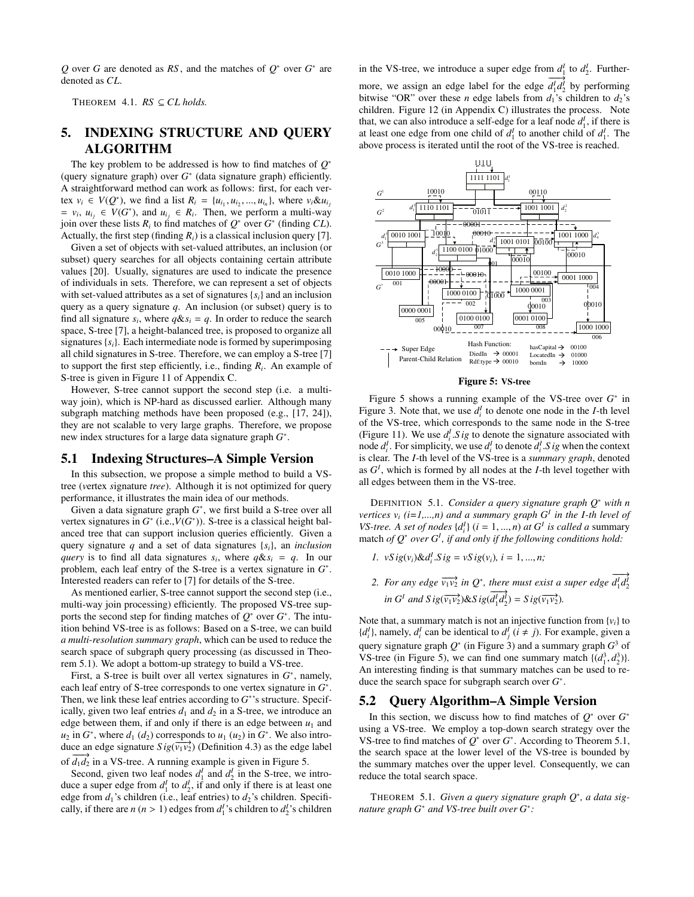$Q$ over $G$ are denoted as $RS$, and the matches of $Q^*$ over $G^*$ are denoted as $CL$.

THEOREM 4.1. *$RS \subseteq CL$ holds.*

# 5. INDEXING STRUCTURE AND QUERY ALGORITHM

The key problem to be addressed is how to find matches of $Q^*$ (query signature graph) over $G^*$ (data signature graph) efficiently. A straightforward method can work as follows: first, for each vertex $v_i \in V(Q^*)$, we find a list $R_i = \{u_{i_1}, u_{i_2}, ..., u_{i_n}\}$, where $v_i \& u_{i_j} = v_i$, $u_{i_j} \in V(G^*)$, and $u_{i_j} \in R_i$. Then, we perform a multi-way join over these lists $R_i$ to find matches of $Q^*$ over $G^*$ (finding $CL$). Actually, the first step (finding $R_i$) is a classical inclusion query [7].

Given a set of objects with set-valued attributes, an inclusion (or subset) query searches for all objects containing certain attribute values [20]. Usually, signatures are used to indicate the presence of individuals in sets. Therefore, we can represent a set of objects with set-valued attributes as a set of signatures $\{s_i\}$ and an inclusion query as a query signature $q$. An inclusion (or subset) query is to find all signature $s_i$, where $q \& s_i = q$. In order to reduce the search space, S-tree [7], a height-balanced tree, is proposed to organize all signatures $\{s_i\}$. Each intermediate node is formed by superimposing all child signatures in S-tree. Therefore, we can employ a S-tree [7] to support the first step efficiently, i.e., finding $R_i$. An example of S-tree is given in Figure 11 of Appendix C.

However, S-tree cannot support the second step (i.e. a multi-way join), which is NP-hard as discussed earlier. Although many subgraph matching methods have been proposed (e.g., [17, 24]), they are not scalable to very large graphs. Therefore, we propose new index structures for a large data signature graph $G^*$.

## 5.1 Indexing Structures–A Simple Version

In this subsection, we propose a simple method to build a VS-tree (*v*ertex *s*ignature *tree*). Although it is not optimized for query performance, it illustrates the main idea of our methods.

Given a data signature graph $G^*$, we first build a S-tree over all vertex signatures in $G^*$ (i.e.,$V(G^*)$). S-tree is a classical height balanced tree that can support inclusion queries efficiently. Given a query signature $q$ and a set of data signatures $\{s_i\}$, an *inclusion query* is to find all data signatures $s_i$, where $q \& s_i = q$. In our problem, each leaf entry of the S-tree is a vertex signature in $G^*$. Interested readers can refer to [7] for details of the S-tree.

As mentioned earlier, S-tree cannot support the second step (i.e., multi-way join processing) efficiently. The proposed VS-tree supports the second step for finding matches of $Q^*$ over $G^*$. The intuition behind VS-tree is as follows: Based on a S-tree, we can build *a multi-resolution summary graph*, which can be used to reduce the search space of subgraph query processing (as discussed in Theorem 5.1). We adopt a bottom-up strategy to build a VS-tree.

First, a S-tree is built over all vertex signatures in $G^*$, namely, each leaf entry of S-tree corresponds to one vertex signature in $G^*$. Then, we link these leaf entries according to $G^*$'s structure. Specifically, given two leaf entries $d_1$ and $d_2$ in a S-tree, we introduce an edge between them, if and only if there is an edge between $u_1$ and $u_2$ in $G^*$, where $d_1$ ($d_2$) corresponds to $u_1$ ($u_2$) in $G^*$. We also introduce an edge signature $Sig(\overrightarrow{v_1v_2})$ (Definition 4.3) as the edge label of $\overrightarrow{d_1d_2}$ in a VS-tree. A running example is given in Figure 5.

Second, given two leaf nodes $d_1^I$ and $d_2^I$ in the S-tree, we introduce a super edge from $d_1^I$ to $d_2^I$, if and only if there is at least one edge from $d_1$'s children (i.e., leaf entries) to $d_2$'s children. Specifically, if there are $n$ ($n > 1$) edges from $d_1^I$'s children to $d_2^I$'s children in the VS-tree, we introduce a super edge from $d_1^I$ to $d_2^I$. Furthermore, we assign an edge label for the edge $\overrightarrow{d_1^Id_2^I}$ by performing bitwise "OR" over these $n$ edge labels from $d_1$'s children to $d_2$'s children. Figure 12 (in Appendix C) illustrates the process. Note that, we can also introduce a self-edge for a leaf node $d_1^I$, if there is at least one edge from one child of $d_1^I$ to another child of $d_1^I$. The above process is iterated until the root of the VS-tree is reached.

**Figure 5: VS-tree**

Figure 5 shows a running example of the VS-tree over $G^*$ in Figure 3. Note that, we use $d_i^I$ to denote one node in the $I$-th level of the VS-tree, which corresponds to the same node in the S-tree (Figure 11). We use $d_i^I.Sig$ to denote the signature associated with node $d_i^I$. For simplicity, we use $d_i^I$ to denote $d_i^I.Sig$ when the context is clear. The $I$-th level of the VS-tree is a *summary graph*, denoted as $G^I$, which is formed by all nodes at the $I$-th level together with all edges between them in the VS-tree.

DEFINITION 5.1. *Consider a query signature graph $Q^*$ with $n$ vertices $v_i$ (i=1,...,n) and a summary graph $G^I$ in the I-th level of VS-tree. A set of nodes $\{d_i^I\}$ $(i = 1, ..., n)$ at $G^I$ is called a* summary match *of $Q^*$ over $G^I$, if and only if the following conditions hold:*

1. *$vSig(v_i) \& d_i^I.Sig = vSig(v_i)$, $i = 1, ..., n$;*
2. *For any edge $\overrightarrow{v_1v_2}$ in $Q^*$, there must exist a super edge $\overrightarrow{d_1^Id_2^I}$ in $G^I$ and $Sig(\overrightarrow{v_1v_2}) \& Sig(\overrightarrow{d_1^Id_2^I}) = Sig(\overrightarrow{v_1v_2})$.*

Note that, a summary match is not an injective function from $\{v_i\}$ to $\{d_i^I\}$, namely, $d_i^I$ can be identical to $d_j^I$ ($i \neq j$). For example, given a query signature graph $Q^*$ (in Figure 3) and a summary graph $G^3$ of VS-tree (in Figure 5), we can find one summary match $\{(d_1^3, d_2^3)\}$. An interesting finding is that summary matches can be used to reduce the search space for subgraph search over $G^*$.

## 5.2 Query Algorithm–A Simple Version

In this section, we discuss how to find matches of $Q^*$ over $G^*$ using a VS-tree. We employ a top-down search strategy over the VS-tree to find matches of $Q^*$ over $G^*$. According to Theorem 5.1, the search space at the lower level of the VS-tree is bounded by the summary matches over the upper level. Consequently, we can reduce the total search space.

THEOREM 5.1. *Given a query signature graph $Q^*$, a data signature graph $G^*$ and VS-tree built over $G^*$:*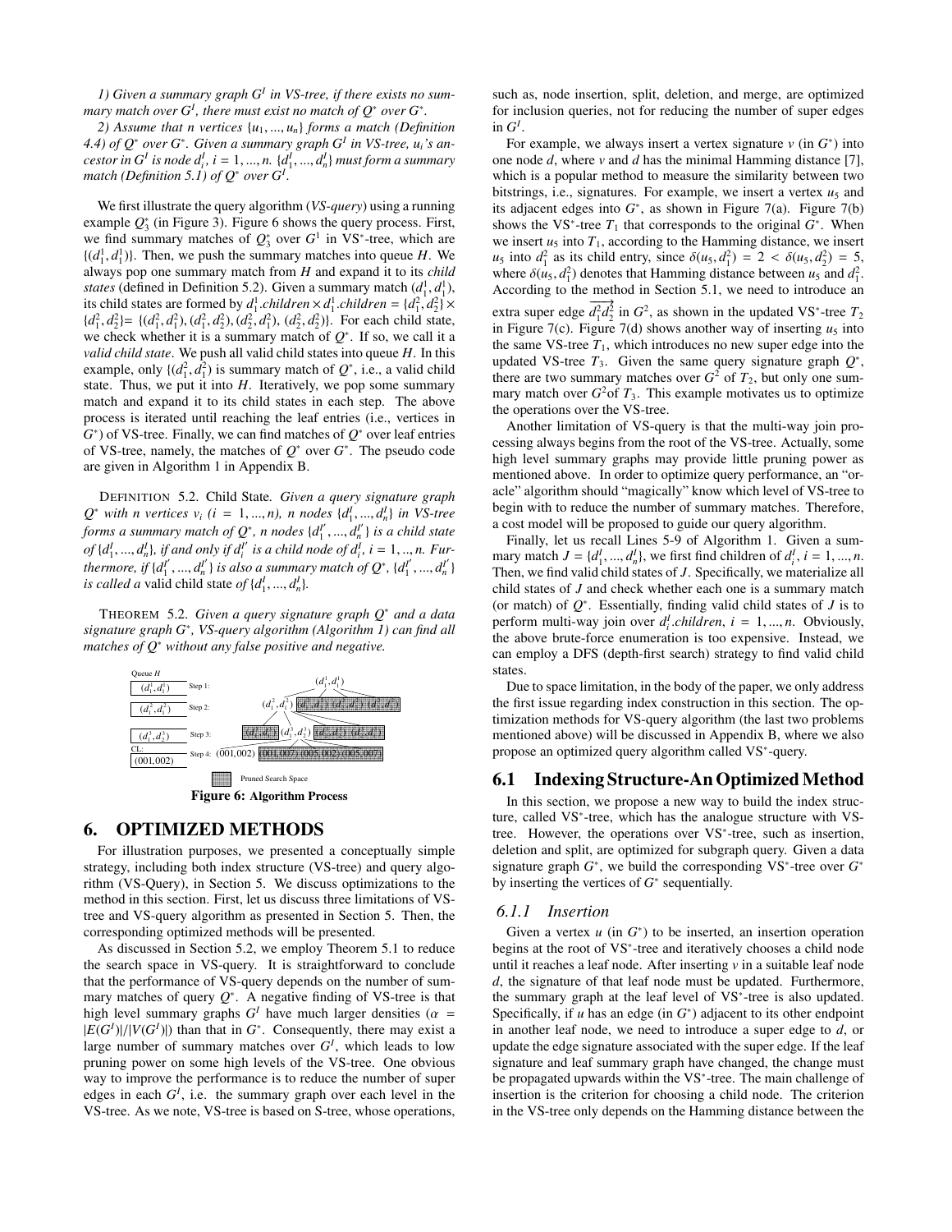1) *Given a summary graph $G^I$ in VS-tree, if there exists no summary match over $G^I$, there must exist no match of $Q^*$ over $G^*$.*

2) *Assume that n vertices $\{u_1, ..., u_n\}$ forms a match (Definition 4.4) of $Q^*$ over $G^*$. Given a summary graph $G^I$ in VS-tree, $u_i$'s ancestor in $G^I$ is node $d^I_i$, $i = 1, ..., n$. $\{d^I_1, ..., d^I_n\}$ must form a summary match (Definition 5.1) of $Q^*$ over $G^I$.*

We first illustrate the query algorithm (*VS-query*) using a running example $Q^*_3$ (in Figure 3). Figure 6 shows the query process. First, we find summary matches of $Q^*_3$ over $G^1$ in VS*-tree, which are $\{(d^1_1, d^1_1)\}$. Then, we push the summary matches into queue $H$. We always pop one summary match from $H$ and expand it to its *child states* (defined in Definition 5.2). Given a summary match $(d^1_1, d^1_1)$, its child states are formed by $d^1_1.children \times d^1_1.children = \{d^2_1, d^2_2\} \times \{d^2_1, d^2_2\} = \{(d^2_1, d^2_1), (d^2_1, d^2_2), (d^2_2, d^2_1), (d^2_2, d^2_2)\}$. For each child state, we check whether it is a summary match of $Q^*$. If so, we call it a *valid child state*. We push all valid child states into queue $H$. In this example, only $\{(d^2_1, d^2_1)\}$ is summary match of $Q^*$, i.e., a valid child state. Thus, we put it into $H$. Iteratively, we pop some summary match and expand it to its child states in each step. The above process is iterated until reaching the leaf entries (i.e., vertices in $G^*$) of VS-tree. Finally, we can find matches of $Q^*$ over leaf entries of VS-tree, namely, the matches of $Q^*$ over $G^*$. The pseudo code are given in Algorithm 1 in Appendix B.

DEFINITION 5.2. Child State. *Given a query signature graph $Q^*$ with n vertices $v_i$ ($i = 1, ..., n$), n nodes $\{d^I_1, ..., d^I_n\}$ in VS-tree forms a summary match of $Q^*$, n nodes $\{d^{I'}_1, ..., d^{I'}_n\}$ is a child state of $\{d^I_1, ..., d^I_n\}$, if and only if $d^{I'}_i$ is a child node of $d^I_i$, $i = 1, .., n$. Furthermore, if $\{d^{I'}_1, ..., d^{I'}_n\}$ is also a summary match of $Q^*$, $\{d^{I'}_1, ..., d^{I'}_n\}$ is called a* valid child state *of $\{d^I_1, ..., d^I_n\}$.*

THEOREM 5.2. *Given a query signature graph $Q^*$ and a data signature graph $G^*$, VS-query algorithm (Algorithm 1) can find all matches of $Q^*$ without any false positive and negative.*

**Figure 6: Algorithm Process**

# 6. OPTIMIZED METHODS

For illustration purposes, we presented a conceptually simple strategy, including both index structure (VS-tree) and query algorithm (VS-Query), in Section 5. We discuss optimizations to the method in this section. First, let us discuss three limitations of VS-tree and VS-query algorithm as presented in Section 5. Then, the corresponding optimized methods will be presented.

As discussed in Section 5.2, we employ Theorem 5.1 to reduce the search space in VS-query. It is straightforward to conclude that the performance of VS-query depends on the number of summary matches of query $Q^*$. A negative finding of VS-tree is that high level summary graphs $G^I$ have much larger densities ($\alpha = |E(G^I)|/|V(G^I)|$) than that in $G^*$. Consequently, there may exist a large number of summary matches over $G^I$, which leads to low pruning power on some high levels of the VS-tree. One obvious way to improve the performance is to reduce the number of super edges in each $G^I$, i.e. the summary graph over each level in the VS-tree. As we note, VS-tree is based on S-tree, whose operations, such as, node insertion, split, deletion, and merge, are optimized for inclusion queries, not for reducing the number of super edges in $G^I$.

For example, we always insert a vertex signature $v$ (in $G^*$) into one node $d$, where $v$ and $d$ has the minimal Hamming distance [7], which is a popular method to measure the similarity between two bitstrings, i.e., signatures. For example, we insert a vertex $u_5$ and its adjacent edges into $G^*$, as shown in Figure 7(a). Figure 7(b) shows the VS*-tree $T_1$ that corresponds to the original $G^*$. When we insert $u_5$ into $T_1$, according to the Hamming distance, we insert $u_5$ into $d^2_1$ as its child entry, since $\delta(u_5, d^2_1) = 2 < \delta(u_5, d^2_2) = 5$, where $\delta(u_5, d^2_1)$ denotes that Hamming distance between $u_5$ and $d^2_1$. According to the method in Section 5.1, we need to introduce an extra super edge $\overline{d^2_1 d^2_2}$ in $G^2$, as shown in the updated VS*-tree $T_2$ in Figure 7(c). Figure 7(d) shows another way of inserting $u_5$ into the same VS-tree $T_1$, which introduces no new super edge into the updated VS-tree $T_3$. Given the same query signature graph $Q^*$, there are two summary matches over $G^2$ of $T_2$, but only one summary match over $G^2$of $T_3$. This example motivates us to optimize the operations over the VS-tree.

Another limitation of VS-query is that the multi-way join processing always begins from the root of the VS-tree. Actually, some high level summary graphs may provide little pruning power as mentioned above. In order to optimize query performance, an "oracle" algorithm should "magically" know which level of VS-tree to begin with to reduce the number of summary matches. Therefore, a cost model will be proposed to guide our query algorithm.

Finally, let us recall Lines 5-9 of Algorithm 1. Given a summary match $J = \{d^I_1, ..., d^I_n\}$, we first find children of $d^I_i$, $i = 1, ..., n$. Then, we find valid child states of $J$. Specifically, we materialize all child states of $J$ and check whether each one is a summary match (or match) of $Q^*$. Essentially, finding valid child states of $J$ is to perform multi-way join over $d^I_i.children$, $i = 1, ..., n$. Obviously, the above brute-force enumeration is too expensive. Instead, we can employ a DFS (depth-first search) strategy to find valid child states.

Due to space limitation, in the body of the paper, we only address the first issue regarding index construction in this section. The optimization methods for VS-query algorithm (the last two problems mentioned above) will be discussed in Appendix B, where we also propose an optimized query algorithm called VS*-query.

## 6.1 Indexing Structure-An Optimized Method

In this section, we propose a new way to build the index structure, called VS*-tree, which has the analogue structure with VS-tree. However, the operations over VS*-tree, such as insertion, deletion and split, are optimized for subgraph query. Given a data signature graph $G^*$, we build the corresponding VS*-tree over $G^*$ by inserting the vertices of $G^*$ sequentially.

### 6.1.1 Insertion

Given a vertex $u$ (in $G^*$) to be inserted, an insertion operation begins at the root of VS*-tree and iteratively chooses a child node until it reaches a leaf node. After inserting $v$ in a suitable leaf node $d$, the signature of that leaf node must be updated. Furthermore, the summary graph at the leaf level of VS*-tree is also updated. Specifically, if $u$ has an edge (in $G^*$) adjacent to its other endpoint in another leaf node, we need to introduce a super edge to $d$, or update the edge signature associated with the super edge. If the leaf signature and leaf summary graph have changed, the change must be propagated upwards within the VS*-tree. The main challenge of insertion is the criterion for choosing a child node. The criterion in the VS-tree only depends on the Hamming distance between the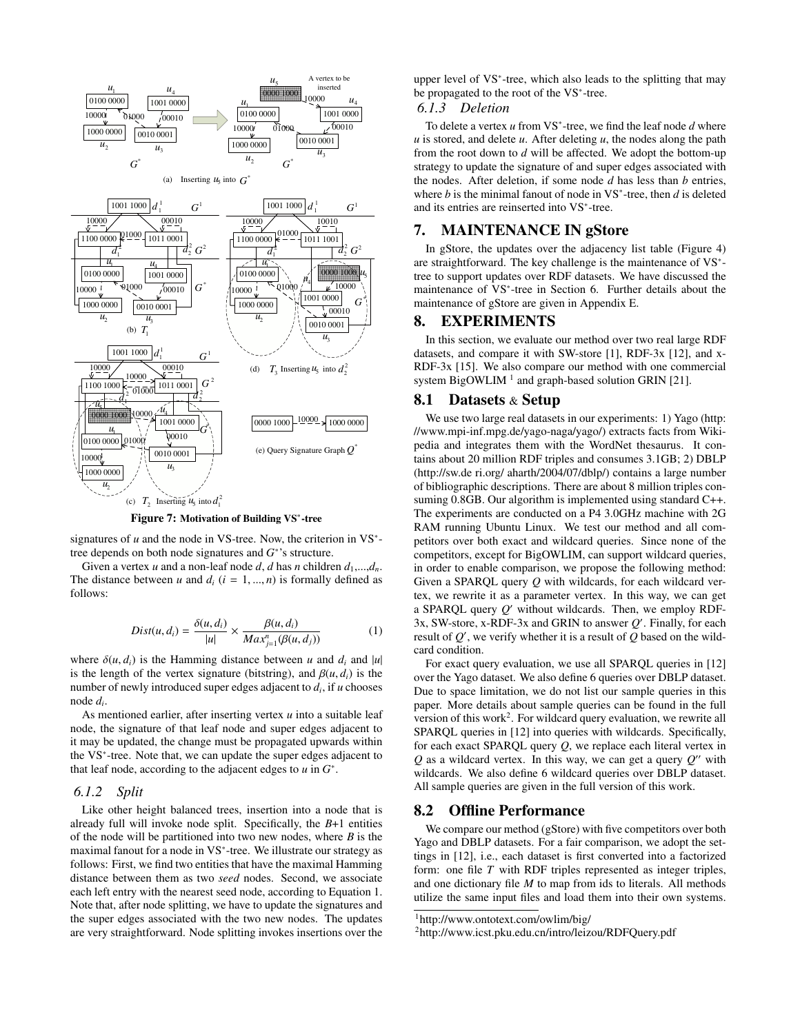Figure 7: Motivation of Building VS*-tree

signatures of $u$ and the node in VS-tree. Now, the criterion in VS*-tree depends on both node signatures and $G^*$'s structure.

Given a vertex $u$ and a non-leaf node $d$, $d$ has $n$ children $d_1$,...,$d_n$. The distance between $u$ and $d_i$ ($i = 1, ..., n$) is formally defined as follows:

$$Dist(u, d_i) = \frac{\delta(u, d_i)}{|u|} \times \frac{\beta(u, d_i)}{Max_{j=1}^{n}(\beta(u, d_j))} \tag{1}$$

where $\delta(u, d_i)$ is the Hamming distance between $u$ and $d_i$ and $|u|$ is the length of the vertex signature (bitstring), and $\beta(u, d_i)$ is the number of newly introduced super edges adjacent to $d_i$, if $u$ chooses node $d_i$.

As mentioned earlier, after inserting vertex $u$ into a suitable leaf node, the signature of that leaf node and super edges adjacent to it may be updated, the change must be propagated upwards within the VS*-tree. Note that, we can update the super edges adjacent to that leaf node, according to the adjacent edges to $u$ in $G^*$.

### 6.1.2 Split

Like other height balanced trees, insertion into a node that is already full will invoke node split. Specifically, the $B$+1 entities of the node will be partitioned into two new nodes, where $B$ is the maximal fanout for a node in VS*-tree. We illustrate our strategy as follows: First, we find two entities that have the maximal Hamming distance between them as two *seed* nodes. Second, we associate each left entry with the nearest seed node, according to Equation 1. Note that, after node splitting, we have to update the signatures and the super edges associated with the two new nodes. The updates are very straightforward. Node splitting invokes insertions over the upper level of VS*-tree, which also leads to the splitting that may be propagated to the root of the VS*-tree.

### 6.1.3 Deletion

To delete a vertex $u$ from VS*-tree, we find the leaf node $d$ where $u$ is stored, and delete $u$. After deleting $u$, the nodes along the path from the root down to $d$ will be affected. We adopt the bottom-up strategy to update the signature of and super edges associated with the nodes. After deletion, if some node $d$ has less than $b$ entries, where $b$ is the minimal fanout of node in VS*-tree, then $d$ is deleted and its entries are reinserted into VS*-tree.

## 7. MAINTENANCE IN gStore

In gStore, the updates over the adjacency list table (Figure 4) are straightforward. The key challenge is the maintenance of VS*-tree to support updates over RDF datasets. We have discussed the maintenance of VS*-tree in Section 6. Further details about the maintenance of gStore are given in Appendix E.

## 8. EXPERIMENTS

In this section, we evaluate our method over two real large RDF datasets, and compare it with SW-store [1], RDF-3x [12], and x-RDF-3x [15]. We also compare our method with one commercial system BigOWLIM [1] and graph-based solution GRIN [21].

## 8.1 Datasets & Setup

We use two large real datasets in our experiments: 1) Yago (http://www.mpi-inf.mpg.de/yago-naga/yago/) extracts facts from Wikipedia and integrates them with the WordNet thesaurus. It contains about 20 million RDF triples and consumes 3.1GB; 2) DBLP (http://sw.de ri.org/ aharth/2004/07/dblp/) contains a large number of bibliographic descriptions. There are about 8 million triples consuming 0.8GB. Our algorithm is implemented using standard C++. The experiments are conducted on a P4 3.0GHz machine with 2G RAM running Ubuntu Linux. We test our method and all competitors over both exact and wildcard queries. Since none of the competitors, except for BigOWLIM, can support wildcard queries, in order to enable comparison, we propose the following method: Given a SPARQL query $Q$ with wildcards, for each wildcard vertex, we rewrite it as a parameter vertex. In this way, we can get a SPARQL query $Q'$ without wildcards. Then, we employ RDF-3x, SW-store, x-RDF-3x and GRIN to answer $Q'$. Finally, for each result of $Q'$, we verify whether it is a result of $Q$ based on the wildcard condition.

For exact query evaluation, we use all SPARQL queries in [12] over the Yago dataset. We also define 6 queries over DBLP dataset. Due to space limitation, we do not list our sample queries in this paper. More details about sample queries can be found in the full version of this work[2]. For wildcard query evaluation, we rewrite all SPARQL queries in [12] into queries with wildcards. Specifically, for each exact SPARQL query $Q$, we replace each literal vertex in $Q$ as a wildcard vertex. In this way, we can get a query $Q''$ with wildcards. We also define 6 wildcard queries over DBLP dataset. All sample queries are given in the full version of this work.

## 8.2 Offline Performance

We compare our method (gStore) with five competitors over both Yago and DBLP datasets. For a fair comparison, we adopt the settings in [12], i.e., each dataset is first converted into a factorized form: one file $T$ with RDF triples represented as integer triples, and one dictionary file $M$ to map from ids to literals. All methods utilize the same input files and load them into their own systems.

[1] http://www.ontotext.com/owlim/big/

[2] http://www.icst.pku.edu.cn/intro/leizou/RDFQuery.pdf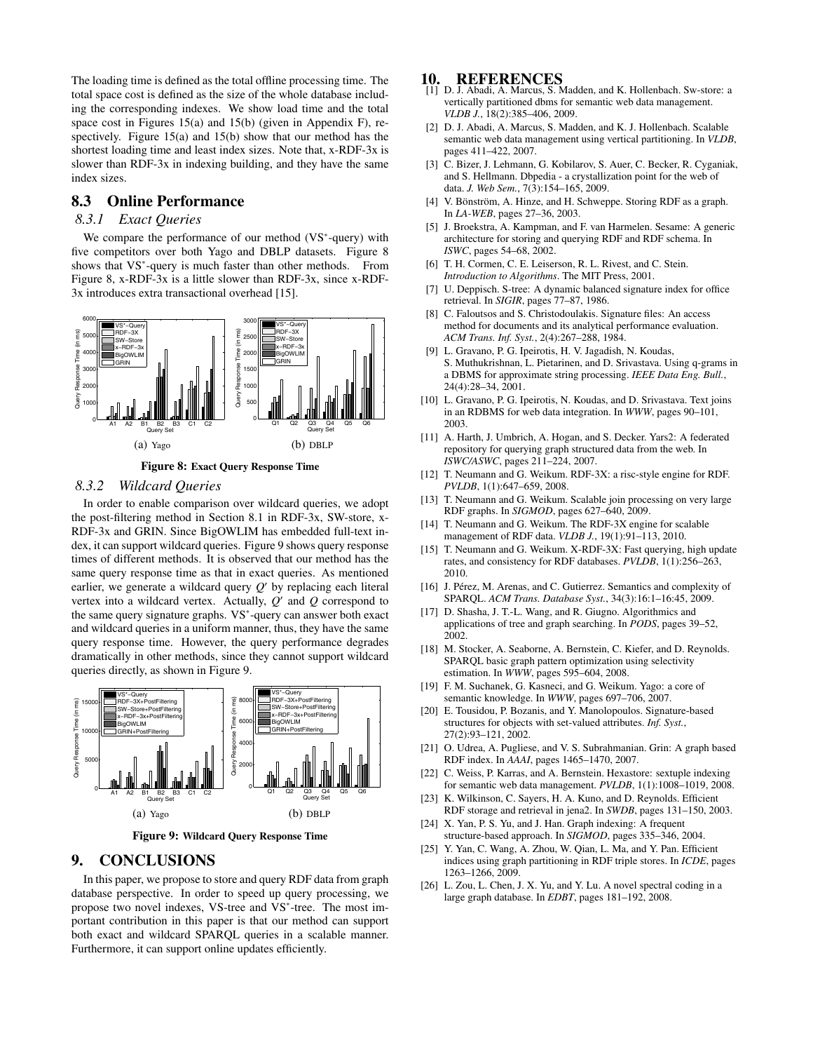The loading time is defined as the total offline processing time. The total space cost is defined as the size of the whole database including the corresponding indexes. We show load time and the total space cost in Figures 15(a) and 15(b) (given in Appendix F), respectively. Figure 15(a) and 15(b) show that our method has the shortest loading time and least index sizes. Note that, x-RDF-3x is slower than RDF-3x in indexing building, and they have the same index sizes.

## 8.3 Online Performance

### 8.3.1 Exact Queries

We compare the performance of our method (VS$^*$-query) with five competitors over both Yago and DBLP datasets. Figure 8 shows that VS$^*$-query is much faster than other methods. From Figure 8, x-RDF-3x is a little slower than RDF-3x, since x-RDF-3x introduces extra transactional overhead [15].

(a) Yago (b) DBLP

**Figure 8: Exact Query Response Time**

### 8.3.2 Wildcard Queries

In order to enable comparison over wildcard queries, we adopt the post-filtering method in Section 8.1 in RDF-3x, SW-store, x-RDF-3x and GRIN. Since BigOWLIM has embedded full-text index, it can support wildcard queries. Figure 9 shows query response times of different methods. It is observed that our method has the same query response time as that in exact queries. As mentioned earlier, we generate a wildcard query $Q'$ by replacing each literal vertex into a wildcard vertex. Actually, $Q'$ and $Q$ correspond to the same query signature graphs. VS$^*$-query can answer both exact and wildcard queries in a uniform manner, thus, they have the same query response time. However, the query performance degrades dramatically in other methods, since they cannot support wildcard queries directly, as shown in Figure 9.

(a) Yago (b) DBLP

**Figure 9: Wildcard Query Response Time**

# 9. CONCLUSIONS

In this paper, we propose to store and query RDF data from graph database perspective. In order to speed up query processing, we propose two novel indexes, VS-tree and VS$^*$-tree. The most important contribution in this paper is that our method can support both exact and wildcard SPARQL queries in a scalable manner. Furthermore, it can support online updates efficiently.

# 10. REFERENCES

[1] D. J. Abadi, A. Marcus, S. Madden, and K. Hollenbach. Sw-store: a vertically partitioned dbms for semantic web data management. *VLDB J.*, 18(2):385–406, 2009.

[2] D. J. Abadi, A. Marcus, S. Madden, and K. J. Hollenbach. Scalable semantic web data management using vertical partitioning. In *VLDB*, pages 411–422, 2007.

[3] C. Bizer, J. Lehmann, G. Kobilarov, S. Auer, C. Becker, R. Cyganiak, and S. Hellmann. Dbpedia - a crystallization point for the web of data. *J. Web Sem.*, 7(3):154–165, 2009.

[4] V. Bönström, A. Hinze, and H. Schweppe. Storing RDF as a graph. In *LA-WEB*, pages 27–36, 2003.

[5] J. Broekstra, A. Kampman, and F. van Harmelen. Sesame: A generic architecture for storing and querying RDF and RDF schema. In *ISWC*, pages 54–68, 2002.

[6] T. H. Cormen, C. E. Leiserson, R. L. Rivest, and C. Stein. *Introduction to Algorithms*. The MIT Press, 2001.

[7] U. Deppisch. S-tree: A dynamic balanced signature index for office retrieval. In *SIGIR*, pages 77–87, 1986.

[8] C. Faloutsos and S. Christodoulakis. Signature files: An access method for documents and its analytical performance evaluation. *ACM Trans. Inf. Syst.*, 2(4):267–288, 1984.

[9] L. Gravano, P. G. Ipeirotis, H. V. Jagadish, N. Koudas, S. Muthukrishnan, L. Pietarinen, and D. Srivastava. Using q-grams in a DBMS for approximate string processing. *IEEE Data Eng. Bull.*, 24(4):28–34, 2001.

[10] L. Gravano, P. G. Ipeirotis, N. Koudas, and D. Srivastava. Text joins in an RDBMS for web data integration. In *WWW*, pages 90–101, 2003.

[11] A. Harth, J. Umbrich, A. Hogan, and S. Decker. Yars2: A federated repository for querying graph structured data from the web. In *ISWC/ASWC*, pages 211–224, 2007.

[12] T. Neumann and G. Weikum. RDF-3X: a risc-style engine for RDF. *PVLDB*, 1(1):647–659, 2008.

[13] T. Neumann and G. Weikum. Scalable join processing on very large RDF graphs. In *SIGMOD*, pages 627–640, 2009.

[14] T. Neumann and G. Weikum. The RDF-3X engine for scalable management of RDF data. *VLDB J.*, 19(1):91–113, 2010.

[15] T. Neumann and G. Weikum. X-RDF-3X: Fast querying, high update rates, and consistency for RDF databases. *PVLDB*, 1(1):256–263, 2010.

[16] J. Pérez, M. Arenas, and C. Gutierrez. Semantics and complexity of SPARQL. *ACM Trans. Database Syst.*, 34(3):16:1–16:45, 2009.

[17] D. Shasha, J. T.-L. Wang, and R. Giugno. Algorithmics and applications of tree and graph searching. In *PODS*, pages 39–52, 2002.

[18] M. Stocker, A. Seaborne, A. Bernstein, C. Kiefer, and D. Reynolds. SPARQL basic graph pattern optimization using selectivity estimation. In *WWW*, pages 595–604, 2008.

[19] F. M. Suchanek, G. Kasneci, and G. Weikum. Yago: a core of semantic knowledge. In *WWW*, pages 697–706, 2007.

[20] E. Tousidou, P. Bozanis, and Y. Manolopoulos. Signature-based structures for objects with set-valued attributes. *Inf. Syst.*, 27(2):93–121, 2002.

[21] O. Udrea, A. Pugliese, and V. S. Subrahmanian. Grin: A graph based RDF index. In *AAAI*, pages 1465–1470, 2007.

[22] C. Weiss, P. Karras, and A. Bernstein. Hexastore: sextuple indexing for semantic web data management. *PVLDB*, 1(1):1008–1019, 2008.

[23] K. Wilkinson, C. Sayers, H. A. Kuno, and D. Reynolds. Efficient RDF storage and retrieval in jena2. In *SWDB*, pages 131–150, 2003.

[24] X. Yan, P. S. Yu, and J. Han. Graph indexing: A frequent structure-based approach. In *SIGMOD*, pages 335–346, 2004.

[25] Y. Yan, C. Wang, A. Zhou, W. Qian, L. Ma, and Y. Pan. Efficient indices using graph partitioning in RDF triple stores. In *ICDE*, pages 1263–1266, 2009.

[26] L. Zou, L. Chen, J. X. Yu, and Y. Lu. A novel spectral coding in a large graph database. In *EDBT*, pages 181–192, 2008.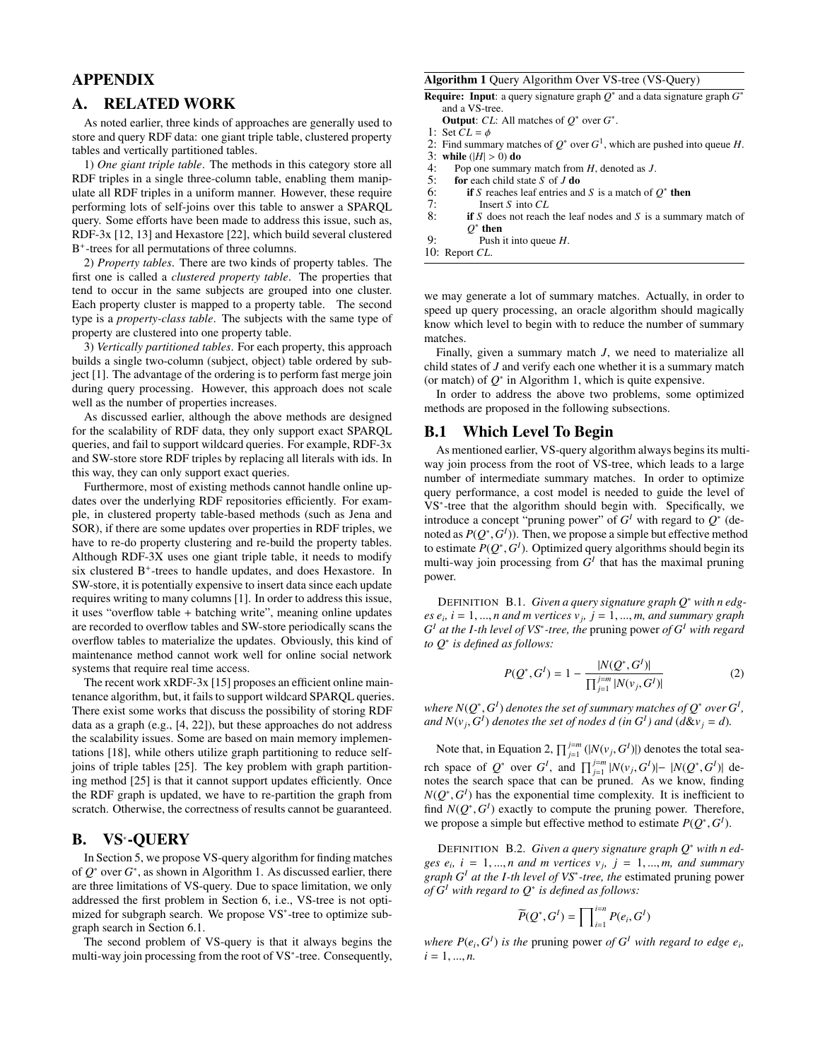# APPENDIX

## A. RELATED WORK

As noted earlier, three kinds of approaches are generally used to store and query RDF data: one giant triple table, clustered property tables and vertically partitioned tables.

1) *One giant triple table*. The methods in this category store all RDF triples in a single three-column table, enabling them manipulate all RDF triples in a uniform manner. However, these require performing lots of self-joins over this table to answer a SPARQL query. Some efforts have been made to address this issue, such as, RDF-3x [12, 13] and Hexastore [22], which build several clustered B$^+$-trees for all permutations of three columns.

2) *Property tables*. There are two kinds of property tables. The first one is called a *clustered property table*. The properties that tend to occur in the same subjects are grouped into one cluster. Each property cluster is mapped to a property table. The second type is a *property-class table*. The subjects with the same type of property are clustered into one property table.

3) *Vertically partitioned tables*. For each property, this approach builds a single two-column (subject, object) table ordered by subject [1]. The advantage of the ordering is to perform fast merge join during query processing. However, this approach does not scale well as the number of properties increases.

As discussed earlier, although the above methods are designed for the scalability of RDF data, they only support exact SPARQL queries, and fail to support wildcard queries. For example, RDF-3x and SW-store store RDF triples by replacing all literals with ids. In this way, they can only support exact queries.

Furthermore, most of existing methods cannot handle online updates over the underlying RDF repositories efficiently. For example, in clustered property table-based methods (such as Jena and SOR), if there are some updates over properties in RDF triples, we have to re-do property clustering and re-build the property tables. Although RDF-3X uses one giant triple table, it needs to modify six clustered B$^+$-trees to handle updates, and does Hexastore. In SW-store, it is potentially expensive to insert data since each update requires writing to many columns [1]. In order to address this issue, it uses "overflow table + batching write", meaning online updates are recorded to overflow tables and SW-store periodically scans the overflow tables to materialize the updates. Obviously, this kind of maintenance method cannot work well for online social network systems that require real time access.

The recent work xRDF-3x [15] proposes an efficient online maintenance algorithm, but, it fails to support wildcard SPARQL queries. There exist some works that discuss the possibility of storing RDF data as a graph (e.g., [4, 22]), but these approaches do not address the scalability issues. Some are based on main memory implementations [18], while others utilize graph partitioning to reduce self-joins of triple tables [25]. The key problem with graph partitioning method [25] is that it cannot support updates efficiently. Once the RDF graph is updated, we have to re-partition the graph from scratch. Otherwise, the correctness of results cannot be guaranteed.

## B. VS$^*$-QUERY

In Section 5, we propose VS-query algorithm for finding matches of $Q^*$ over $G^*$, as shown in Algorithm 1. As discussed earlier, there are three limitations of VS-query. Due to space limitation, we only addressed the first problem in Section 6, i.e., VS-tree is not optimized for subgraph search. We propose VS$^*$-tree to optimize subgraph search in Section 6.1.

The second problem of VS-query is that it always begins the multi-way join processing from the root of VS$^*$-tree. Consequently,

**Algorithm 1** Query Algorithm Over VS-tree (VS-Query)

**Require: Input**: a query signature graph $Q^*$ and a data signature graph $G^*$ and a VS-tree.
**Output**: $CL$: All matches of $Q^*$ over $G^*$.
1: Set $CL = \phi$
2: Find summary matches of $Q^*$ over $G^1$, which are pushed into queue $H$.
3: **while** ($|H| > 0$) **do**
4: Pop one summary match from $H$, denoted as $J$.
5: **for** each child state $S$ of $J$ **do**
6: **if** $S$ reaches leaf entries and $S$ is a match of $Q^*$ **then**
7: Insert $S$ into $CL$
8: **if** $S$ does not reach the leaf nodes and $S$ is a summary match of $Q^*$ **then**
9: Push it into queue $H$.
10: Report $CL$.

we may generate a lot of summary matches. Actually, in order to speed up query processing, an oracle algorithm should magically know which level to begin with to reduce the number of summary matches.

Finally, given a summary match $J$, we need to materialize all child states of $J$ and verify each one whether it is a summary match (or match) of $Q^*$ in Algorithm 1, which is quite expensive.

In order to address the above two problems, some optimized methods are proposed in the following subsections.

### B.1 Which Level To Begin

As mentioned earlier, VS-query algorithm always begins its multi-way join process from the root of VS-tree, which leads to a large number of intermediate summary matches. In order to optimize query performance, a cost model is needed to guide the level of VS$^*$-tree that the algorithm should begin with. Specifically, we introduce a concept "pruning power" of $G^I$ with regard to $Q^*$ (denoted as $P(Q^*, G^I)$). Then, we propose a simple but effective method to estimate $P(Q^*, G^I)$. Optimized query algorithms should begin its multi-way join processing from $G^I$ that has the maximal pruning power.

DEFINITION B.1. *Given a query signature graph $Q^*$ with n edges $e_i$, $i = 1, ..., n$ and m vertices $v_j$, $j = 1, ..., m$, and summary graph $G^I$ at the I-th level of VS$^*$-tree, the* pruning power *of $G^I$ with regard to $Q^*$ is defined as follows:*

$$P(Q^*, G^I) = 1 - \frac{|N(Q^*, G^I)|}{\prod_{j=1}^{j=m} |N(v_j, G^I)|} \tag{2}$$

*where $N(Q^*, G^I)$ denotes the set of summary matches of $Q^*$ over $G^I$, and $N(v_j, G^I)$ denotes the set of nodes $d$ (in $G^I$) and ($d\&v_j = d$).*

Note that, in Equation 2, $\prod_{j=1}^{j=m} (|N(v_j, G^I)|)$ denotes the total search space of $Q^*$ over $G^I$, and $\prod_{j=1}^{j=m} |N(v_j, G^I)| - |N(Q^*, G^I)|$ denotes the search space that can be pruned. As we know, finding $N(Q^*, G^I)$ has the exponential time complexity. It is inefficient to find $N(Q^*, G^I)$ exactly to compute the pruning power. Therefore, we propose a simple but effective method to estimate $P(Q^*, G^I)$.

DEFINITION B.2. *Given a query signature graph $Q^*$ with n edges $e_i$, $i = 1, ..., n$ and m vertices $v_j$, $j = 1, ..., m$, and summary graph $G^I$ at the I-th level of VS$^*$-tree, the* estimated pruning power *of $G^I$ with regard to $Q^*$ is defined as follows:*

$$\widetilde{P}(Q^*, G^I) = \prod_{i=1}^{i=n} P(e_i, G^I)$$

*where $P(e_i, G^I)$ is the* pruning power *of $G^I$ with regard to edge $e_i$, $i = 1, ..., n$.*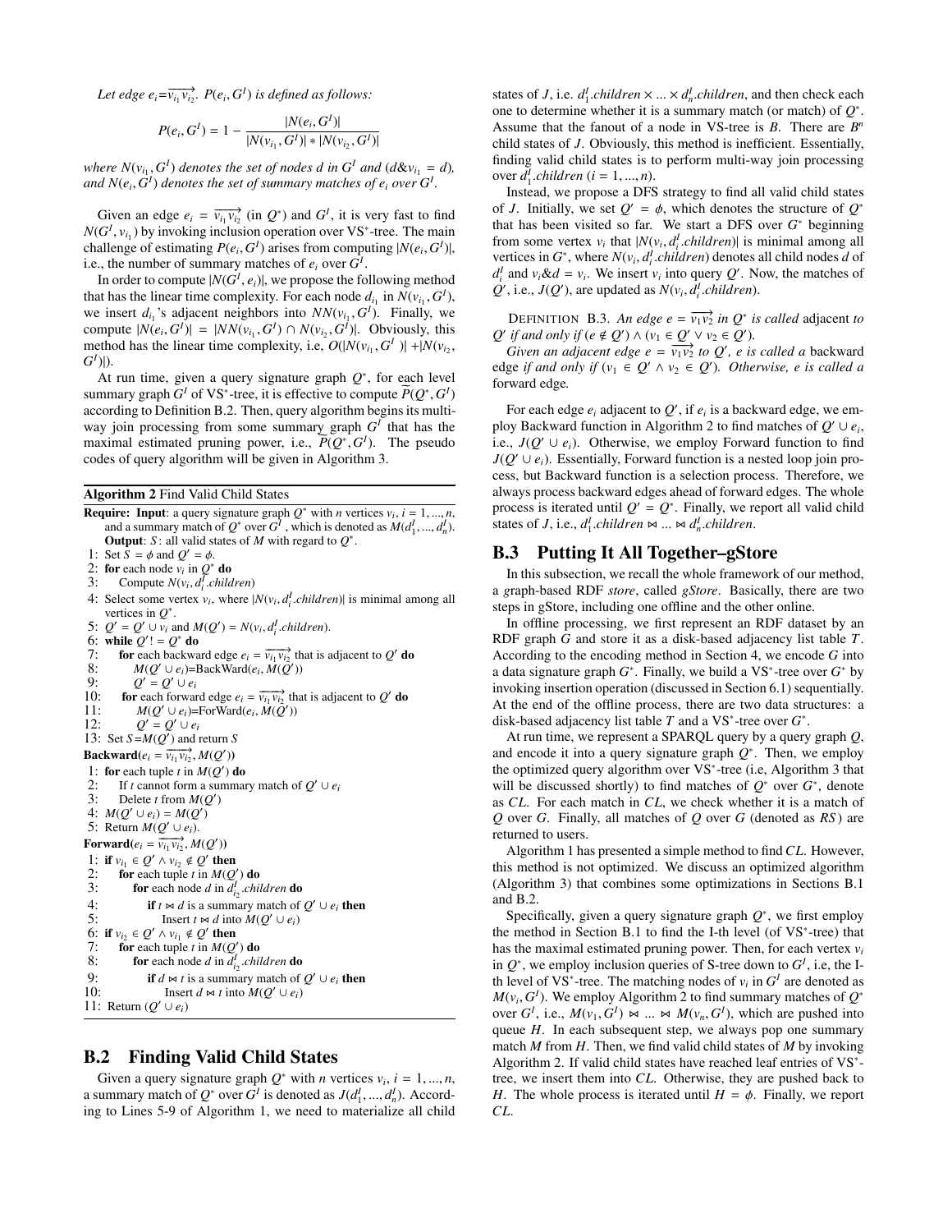*Let edge $e_i=\overrightarrow{v_{i_1}v_{i_2}}$. $P(e_i, G^I)$ is defined as follows:*

$$P(e_i, G^I) = 1 - \frac{|N(e_i, G^I)|}{|N(v_{i_1}, G^I)| * |N(v_{i_2}, G^I)|}$$

*where $N(v_{i_1}, G^I)$ denotes the set of nodes $d$ in $G^I$ and ($d\&v_{i_1} = d$), and $N(e_i, G^I)$ denotes the set of summary matches of $e_i$ over $G^I$.*

Given an edge $e_i = \overrightarrow{v_{i_1}v_{i_2}}$ (in $Q^*$) and $G^I$, it is very fast to find $N(G^I, v_{i_1})$ by invoking inclusion operation over VS$^*$-tree. The main challenge of estimating $P(e_i, G^I)$ arises from computing $|N(e_i, G^I)|$, i.e., the number of summary matches of $e_i$ over $G^I$.

In order to compute $|N(G^I, e_i)|$, we propose the following method that has the linear time complexity. For each node $d_{i_1}$ in $N(v_{i_1}, G^I)$, we insert $d_{i_1}$'s adjacent neighbors into $NN(v_{i_1}, G^I)$. Finally, we compute $|N(e_i, G^I)| = |NN(v_{i_1}, G^I) \cap N(v_{i_2}, G^I)|$. Obviously, this method has the linear time complexity, i.e, $O(|N(v_{i_1}, G^I)| + |N(v_{i_2}, G^I)|)$.

At run time, given a query signature graph $Q^*$, for each level summary graph $G^I$ of VS$^*$-tree, it is effective to compute $\widetilde{P}(Q^*, G^I)$ according to Definition B.2. Then, query algorithm begins its multi-way join processing from some summary graph $G^I$ that has the maximal estimated pruning power, i.e., $\widetilde{P}(Q^*, G^I)$. The pseudo codes of query algorithm will be given in Algorithm 3.

---

**Algorithm 2** Find Valid Child States

```
Require: Input: a query signature graph Q* with n vertices v_i, i = 1, ..., n,
    and a summary match of Q* over G^I, which is denoted as M(d^I_1, ..., d^I_n).
    Output: S: all valid states of M with regard to Q*.
1: Set S = φ and Q' = φ.
2: for each node v_i in Q* do
3:    Compute N(v_i, d^I_i.children)
4: Select some vertex v_i, where |N(v_i, d^I_i.children)| is minimal among all
   vertices in Q*.
5: Q' = Q' ∪ v_i and M(Q') = N(v_i, d^I_i.children).
6: while Q' != Q* do
7:    for each backward edge e_i = v_i1 v_i2 that is adjacent to Q' do
8:       M(Q' ∪ e_i)=BackWard(e_i, M(Q'))
9:       Q' = Q' ∪ e_i
10:   for each forward edge e_i = v_i1 v_i2 that is adjacent to Q' do
11:      M(Q' ∪ e_i)=ForWard(e_i, M(Q'))
12:      Q' = Q' ∪ e_i
13: Set S = M(Q') and return S
Backward(e_i = v_i1 v_i2, M(Q'))
1: for each tuple t in M(Q') do
2:    If t cannot form a summary match of Q' ∪ e_i
3:    Delete t from M(Q')
4: M(Q' ∪ e_i) = M(Q')
5: Return M(Q' ∪ e_i).
Forward(e_i = v_i1 v_i2, M(Q'))
1: if v_i1 ∈ Q' ∧ v_i2 ∉ Q' then
2:    for each tuple t in M(Q') do
3:       for each node d in d^I_i2.children do
4:          if t ⋈ d is a summary match of Q' ∪ e_i then
5:             Insert t ⋈ d into M(Q' ∪ e_i)
6: if v_i2 ∈ Q' ∧ v_i1 ∉ Q' then
7:    for each tuple t in M(Q') do
8:       for each node d in d^I_i2.children do
9:          if d ⋈ t is a summary match of Q' ∪ e_i then
10:            Insert d ⋈ t into M(Q' ∪ e_i)
11: Return (Q' ∪ e_i)
```

---

## B.2 Finding Valid Child States

Given a query signature graph $Q^*$ with $n$ vertices $v_i$, $i = 1, ..., n$, a summary match of $Q^*$ over $G^I$ is denoted as $J(d^I_1, ..., d^I_n)$. According to Lines 5-9 of Algorithm 1, we need to materialize all child states of $J$, i.e. $d^I_1.children \times ... \times d^I_n.children$, and then check each one to determine whether it is a summary match (or match) of $Q^*$. Assume that the fanout of a node in VS-tree is $B$. There are $B^n$ child states of $J$. Obviously, this method is inefficient. Essentially, finding valid child states is to perform multi-way join processing over $d^I_1.children$ ($i = 1, ..., n$).

Instead, we propose a DFS strategy to find all valid child states of $J$. Initially, we set $Q' = \phi$, which denotes the structure of $Q^*$ that has been visited so far. We start a DFS over $G^*$ beginning from some vertex $v_i$ that $|N(v_i, d^I_i.children)|$ is minimal among all vertices in $G^*$, where $N(v_i, d^I_i.children)$ denotes all child nodes $d$ of $d^I_i$ and $v_i\&d = v_i$. We insert $v_i$ into query $Q'$. Now, the matches of $Q'$, i.e., $J(Q')$, are updated as $N(v_i, d^I_i.children)$.

Definition B.3. *An edge $e = \overrightarrow{v_1v_2}$ in $Q^*$ is called* adjacent *to $Q'$ if and only if $(e \notin Q') \wedge (v_1 \in Q' \vee v_2 \in Q')$.*

*Given an adjacent edge $e = \overrightarrow{v_1v_2}$ to $Q'$, $e$ is called a* backward edge *if and only if $(v_1 \in Q' \wedge v_2 \in Q')$. Otherwise, $e$ is called a* forward edge*.*

For each edge $e_i$ adjacent to $Q'$, if $e_i$ is a backward edge, we employ Backward function in Algorithm 2 to find matches of $Q' \cup e_i$, i.e., $J(Q' \cup e_i)$. Otherwise, we employ Forward function to find $J(Q' \cup e_i)$. Essentially, Forward function is a nested loop join process, but Backward function is a selection process. Therefore, we always process backward edges ahead of forward edges. The whole process is iterated until $Q' = Q^*$. Finally, we report all valid child states of $J$, i.e., $d^I_1.children \bowtie ... \bowtie d^I_n.children$.

## B.3 Putting It All Together–gStore

In this subsection, we recall the whole framework of our method, a *g*raph-based RDF *store*, called *gStore*. Basically, there are two steps in gStore, including one offline and the other online.

In offline processing, we first represent an RDF dataset by an RDF graph $G$ and store it as a disk-based adjacency list table $T$. According to the encoding method in Section 4, we encode $G$ into a data signature graph $G^*$. Finally, we build a VS$^*$-tree over $G^*$ by invoking insertion operation (discussed in Section 6.1) sequentially. At the end of the offline process, there are two data structures: a disk-based adjacency list table $T$ and a VS$^*$-tree over $G^*$.

At run time, we represent a SPARQL query by a query graph $Q$, and encode it into a query signature graph $Q^*$. Then, we employ the optimized query algorithm over VS$^*$-tree (i.e, Algorithm 3 that will be discussed shortly) to find matches of $Q^*$ over $G^*$, denote as $CL$. For each match in $CL$, we check whether it is a match of $Q$ over $G$. Finally, all matches of $Q$ over $G$ (denoted as $RS$) are returned to users.

Algorithm 1 has presented a simple method to find $CL$. However, this method is not optimized. We discuss an optimized algorithm (Algorithm 3) that combines some optimizations in Sections B.1 and B.2.

Specifically, given a query signature graph $Q^*$, we first employ the method in Section B.1 to find the I-th level (of VS$^*$-tree) that has the maximal estimated pruning power. Then, for each vertex $v_i$ in $Q^*$, we employ inclusion queries of S-tree down to $G^I$, i.e, the I-th level of VS$^*$-tree. The matching nodes of $v_i$ in $G^I$ are denoted as $M(v_i, G^I)$. We employ Algorithm 2 to find summary matches of $Q^*$ over $G^I$, i.e., $M(v_1, G^I) \bowtie ... \bowtie M(v_n, G^I)$, which are pushed into queue $H$. In each subsequent step, we always pop one summary match $M$ from $H$. Then, we find valid child states of $M$ by invoking Algorithm 2. If valid child states have reached leaf entries of VS$^*$-tree, we insert them into $CL$. Otherwise, they are pushed back to $H$. The whole process is iterated until $H = \phi$. Finally, we report $CL$.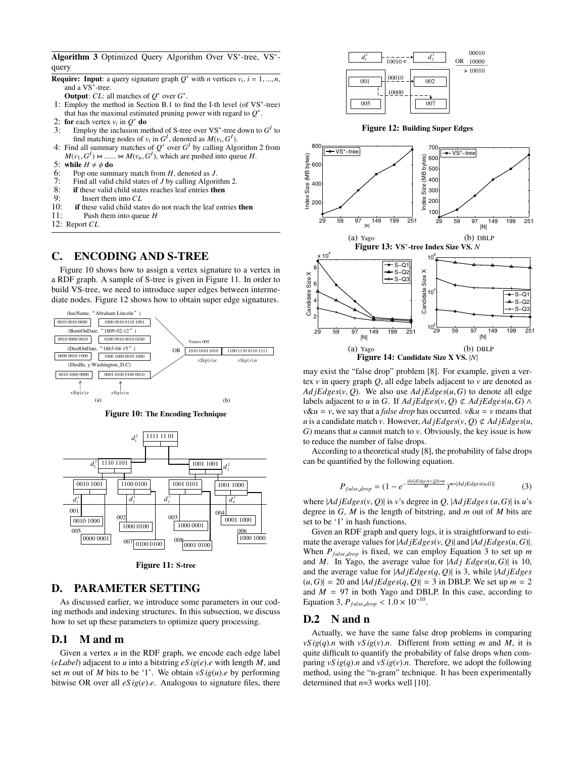**Algorithm 3** Optimized Query Algorithm Over VS*-tree, VS*-query

**Require: Input**: a query signature graph $Q^*$ with $n$ vertices $v_i$, $i = 1, ..., n$, and a VS*-tree.

**Output**: $CL$: all matches of $Q^*$ over $G^*$.

1: Employ the method in Section B.1 to find the I-th level (of VS*-tree) that has the maximal estimated pruning power with regard to $Q^*$.
2: **for** each vertex $v_i$ in $Q^*$ **do**
3: Employ the inclusion method of S-tree over VS*-tree down to $G^I$ to find matching nodes of $v_i$ in $G^I$, denoted as $M(v_i, G^I)$.
4: Find all summary matches of $Q^*$ over $G^I$ by calling Algorithm 2 from $M(v_1, G^I) \bowtie ...... \bowtie M(v_n, G^I)$, which are pushed into queue $H$.
5: **while** $H \neq \phi$ **do**
6: Pop one summary match from $H$, denoted as $J$.
7: Find all valid child states of $J$ by calling Algorithm 2.
8: **if** these valid child states reaches leaf entries **then**
9: Insert them into $CL$
10: **if** these valid child states do not reach the leaf entries **then**
11: Push them into queue $H$
12: Report $CL$

# C. ENCODING AND S-TREE

Figure 10 shows how to assign a vertex signature to a vertex in a RDF graph. A sample of S-tree is given in Figure 11. In order to build VS-tree, we need to introduce super edges between intermediate nodes. Figure 12 shows how to obtain super edge signatures.

**Figure 10: The Encoding Technique**

**Figure 11: S-tree**

# D. PARAMETER SETTING

As discussed earlier, we introduce some parameters in our coding methods and indexing structures. In this subsection, we discuss how to set up these parameters to optimize query processing.

## D.1 M and m

Given a vertex $u$ in the RDF graph, we encode each edge label (*eLabel*) adjacent to $u$ into a bitstring $eSig(e).e$ with length $M$, and set $m$ out of $M$ bits to be '1'. We obtain $vSig(u).e$ by performing bitwise OR over all $eSig(e).e$. Analogous to signature files, there

**Figure 12: Building Super Edges**

(a) Yago (b) DBLP

**Figure 13: VS*-tree Index Size VS. $N$**

(a) Yago (b) DBLP

**Figure 14: Candidate Size X VS. $|N|$**

may exist the "false drop" problem [8]. For example, given a vertex $v$ in query graph $Q$, all edge labels adjacent to $v$ are denoted as $AdjEdges(v, Q)$. We also use $AdjEdges(u, G)$ to denote all edge labels adjacent to $u$ in $G$. If $AdjEdges(v, Q) \not\subset AdjEdges(u, G) \wedge v\&u = v$, we say that a *false drop* has occurred. $v\&u = v$ means that $u$ is a candidate match $v$. However, $AdjEdges(v, Q) \not\subset AdjEdges(u, G)$ means that $u$ cannot match to $v$. Obviously, the key issue is how to reduce the number of false drops.

According to a theoretical study [8], the probability of false drops can be quantified by the following equation.

$$P_{false\_drop} = (1 - e^{-\frac{|AdjEdges(v,Q)|*m}{M}})^{m*|AdjEdges(u,G)|} \tag{3}$$

where $|AdjEdges(v, Q)|$ is $v$'s degree in $Q$, $|AdjEdges(u, G)|$ is $u$'s degree in $G$, $M$ is the length of bitstring, and $m$ out of $M$ bits are set to be '1' in hash functions.

Given an RDF graph and query logs, it is straightforward to estimate the average values for $|AdjEdges(v, Q)|$ and $|AdjEdges(u, G)|$. When $P_{false\_drop}$ is fixed, we can employ Equation 3 to set up $m$ and $M$. In Yago, the average value for $|Adj\ Edges(u, G)|$ is 10, and the average value for $|AdjEdges(q, Q)|$ is 3, while $|AdjEdges(u, G)| = 20$ and $|AdjEdges(q, Q)| = 3$ in DBLP. We set up $m = 2$ and $M = 97$ in both Yago and DBLP. In this case, according to Equation 3, $P_{false\_drop} < 1.0 \times 10^{-10}$.

## D.2 N and n

Actually, we have the same false drop problems in comparing $vSig(q).n$ with $vSig(v).n$. Different from setting $m$ and $M$, it is quite difficult to quantify the probability of false drops when comparing $vSig(q).n$ and $vSig(v).n$. Therefore, we adopt the following method, using the "n-gram" technique. It has been experimentally determined that $n$=3 works well [10].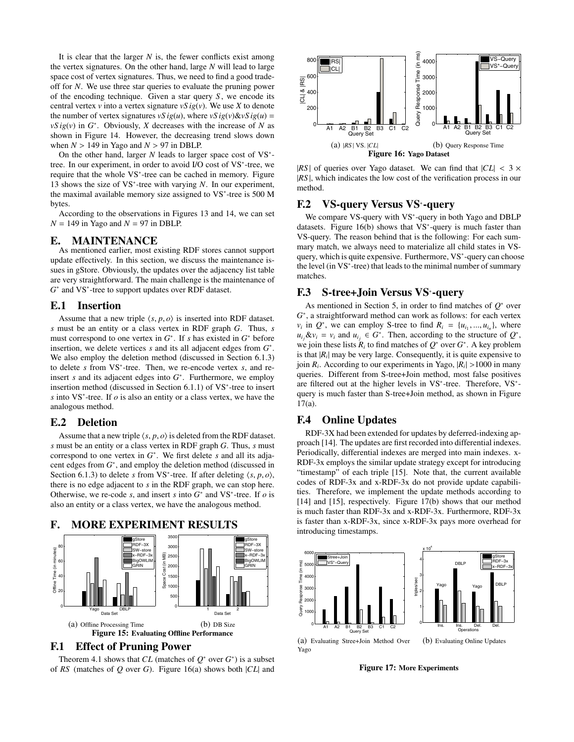It is clear that the larger $N$ is, the fewer conflicts exist among the vertex signatures. On the other hand, large $N$ will lead to large space cost of vertex signatures. Thus, we need to find a good tradeoff for $N$. We use three star queries to evaluate the pruning power of the encoding technique. Given a star query $S$, we encode its central vertex $v$ into a vertex signature $vSig(v)$. We use $X$ to denote the number of vertex signatures $vSig(u)$, where $vSig(v)\&vSig(u) = vSig(v)$ in $G^*$. Obviously, $X$ decreases with the increase of $N$ as shown in Figure 14. However, the decreasing trend slows down when $N > 149$ in Yago and $N > 97$ in DBLP.

On the other hand, larger $N$ leads to larger space cost of VS$^*$-tree. In our experiment, in order to avoid I/O cost of VS$^*$-tree, we require that the whole VS$^*$-tree can be cached in memory. Figure 13 shows the size of VS$^*$-tree with varying $N$. In our experiment, the maximal available memory size assigned to VS$^*$-tree is 500 M bytes.

According to the observations in Figures 13 and 14, we can set $N = 149$ in Yago and $N = 97$ in DBLP.

## E. MAINTENANCE

As mentioned earlier, most existing RDF stores cannot support update effectively. In this section, we discuss the maintenance issues in gStore. Obviously, the updates over the adjacency list table are very straightforward. The main challenge is the maintenance of $G^*$ and VS$^*$-tree to support updates over RDF dataset.

### E.1 Insertion

Assume that a new triple $\langle s, p, o\rangle$ is inserted into RDF dataset. $s$ must be an entity or a class vertex in RDF graph $G$. Thus, $s$ must correspond to one vertex in $G^*$. If $s$ has existed in $G^*$ before insertion, we delete vertices $s$ and its all adjacent edges from $G^*$. We also employ the deletion method (discussed in Section 6.1.3) to delete $s$ from VS$^*$-tree. Then, we re-encode vertex $s$, and reinsert $s$ and its adjacent edges into $G^*$. Furthermore, we employ insertion method (discussed in Section 6.1.1) of VS$^*$-tree to insert $s$ into VS$^*$-tree. If $o$ is also an entity or a class vertex, we have the analogous method.

### E.2 Deletion

Assume that a new triple $\langle s, p, o\rangle$ is deleted from the RDF dataset. $s$ must be an entity or a class vertex in RDF graph $G$. Thus, $s$ must correspond to one vertex in $G^*$. We first delete $s$ and all its adjacent edges from $G^*$, and employ the deletion method (discussed in Section 6.1.3) to delete $s$ from VS$^*$-tree. If after deleting $\langle s, p, o\rangle$, there is no edge adjacent to $s$ in the RDF graph, we can stop here. Otherwise, we re-code $s$, and insert $s$ into $G^*$ and VS$^*$-tree. If $o$ is also an entity or a class vertex, we have the analogous method.

## F. MORE EXPERIMENT RESULTS

gStore
RDF-3X
SW-store
x-RDF-3x
BigOWLIM
GRIN

Offline Time (in minutes)
0 20 40 60 80
Yago DBLP
Data Set

(a) Offline Processing Time

Space Cost (in MB)
0 500 1000 1500 2000 2500 3000 3500
1 2
Data Set

(b) DB Size

**Figure 15: Evaluating Offline Performance**

### F.1 Effect of Pruning Power

Theorem 4.1 shows that $CL$ (matches of $Q^*$ over $G^*$) is a subset of $RS$ (matches of $Q$ over $G$). Figure 16(a) shows both $|CL|$ and $|RS|$ of queries over Yago dataset. We can find that $|CL| < 3 \times |RS|$, which indicates the low cost of the verification process in our method.

|RS|
|CL|
|CL| & |RS|
0 200 400 600 800
A1 A2 B1 B2 B3 C1 C2
Query Set

(a) $|RS|$ VS. $|CL|$

VS−Query
VS*−Query
Query Response Time (in ms)
0 1000 2000 3000 4000
A1 A2 B1 B2 B3 C1 C2
Query Set

(b) Query Response Time

**Figure 16: Yago Dataset**

### F.2 VS-query Versus VS$^*$-query

We compare VS-query with VS$^*$-query in both Yago and DBLP datasets. Figure 16(b) shows that VS$^*$-query is much faster than VS-query. The reason behind that is the following: For each summary match, we always need to materialize all child states in VS-query, which is quite expensive. Furthermore, VS$^*$-query can choose the level (in VS$^*$-tree) that leads to the minimal number of summary matches.

### F.3 S-tree+Join Versus VS$^*$-query

As mentioned in Section 5, in order to find matches of $Q^*$ over $G^*$, a straightforward method can work as follows: for each vertex $v_i$ in $Q^*$, we can employ S-tree to find $R_i = \{u_{i_1}, ..., u_{i_n}\}$, where $u_{i_j}\&v_i = v_i$ and $u_{i_j} \in G^*$. Then, according to the structure of $Q^*$, we join these lists $R_i$ to find matches of $Q^*$ over $G^*$. A key problem is that $|R_i|$ may be very large. Consequently, it is quite expensive to join $R_i$. According to our experiments in Yago, $|R_i| > 1000$ in many queries. Different from S-tree+Join method, most false positives are filtered out at the higher levels in VS$^*$-tree. Therefore, VS$^*$-query is much faster than S-tree+Join method, as shown in Figure 17(a).

### F.4 Online Updates

RDF-3X had been extended for updates by deferred-indexing approach [14]. The updates are first recorded into differential indexes. Periodically, differential indexes are merged into main indexes. x-RDF-3x employs the similar update strategy except for introducing "timestamp" of each triple [15]. Note that, the current available codes of RDF-3x and x-RDF-3x do not provide update capabilities. Therefore, we implement the update methods according to [14] and [15], respectively. Figure 17(b) shows that our method is much faster than RDF-3x and x-RDF-3x. Furthermore, RDF-3x is faster than x-RDF-3x, since x-RDF-3x pays more overhead for introducing timestamps.

Stree+Join
VS*−Query
Query Response Time (in ms)
0 1000 2000 3000 4000 5000 6000
A1 A2 B1 B2 B3 C1 C2
Query Set

(a) Evaluating Stree+Join Method Over Yago

x 10$^4$
gStore
RDF−3x
x−RDF−3x
triples/sec
0 1 2 3 4
Yago DBLP Yago DBLP
Ins. Ins. Del. Del.
Operations

(b) Evaluating Online Updates

**Figure 17: More Experiments**